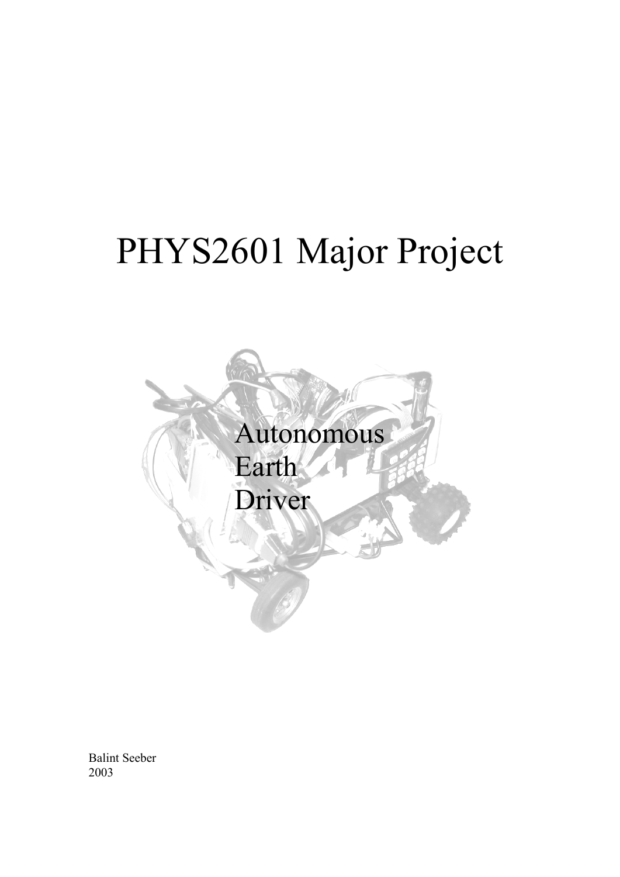# PHYS2601 Major Project

Autonomous
Earth
Driver

Balint Seeber
2003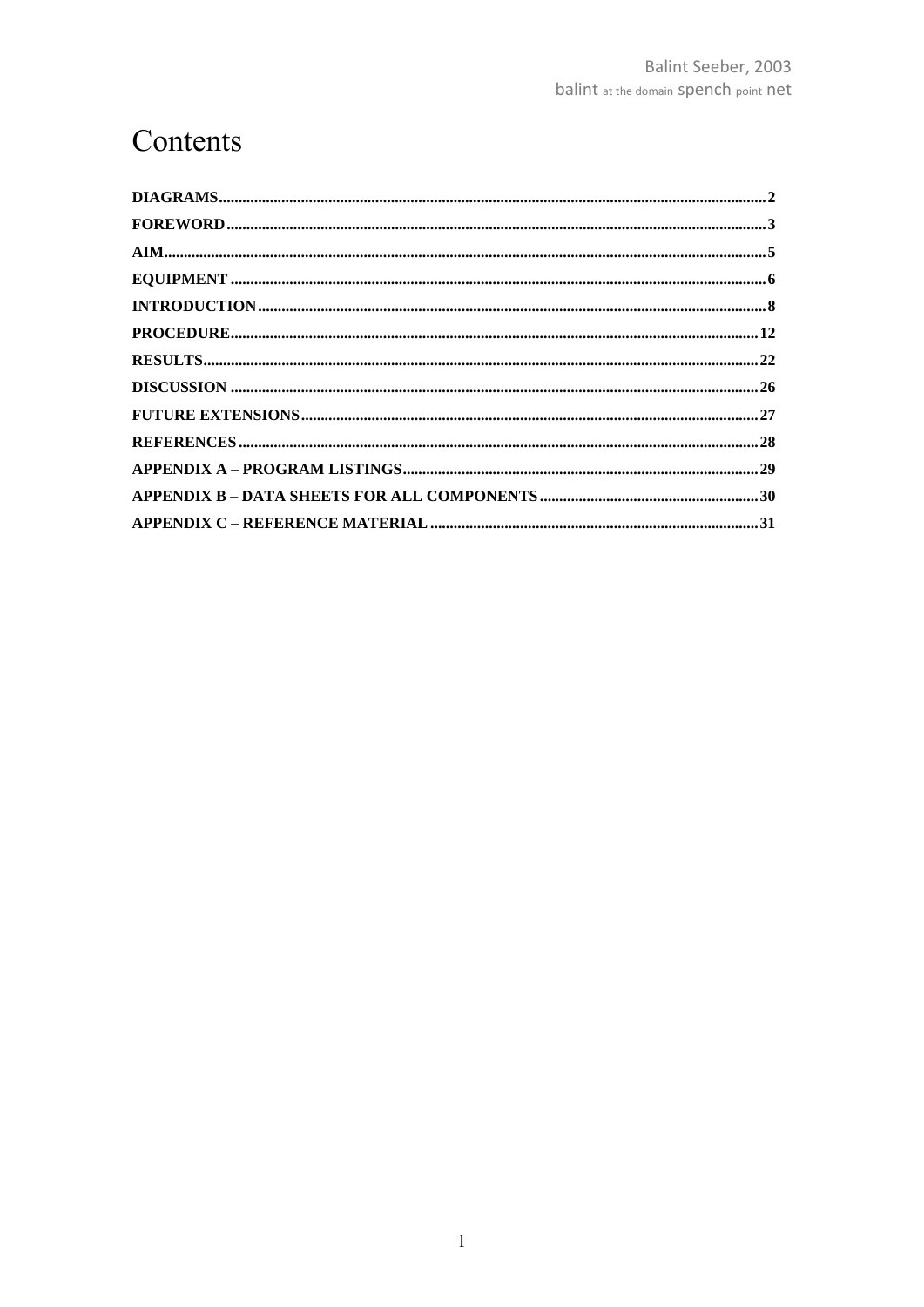# Contents

| | |
|---|---|
| **DIAGRAMS** | **2** |
| **FOREWORD** | **3** |
| **AIM** | **5** |
| **EQUIPMENT** | **6** |
| **INTRODUCTION** | **8** |
| **PROCEDURE** | **12** |
| **RESULTS** | **22** |
| **DISCUSSION** | **26** |
| **FUTURE EXTENSIONS** | **27** |
| **REFERENCES** | **28** |
| **APPENDIX A – PROGRAM LISTINGS** | **29** |
| **APPENDIX B – DATA SHEETS FOR ALL COMPONENTS** | **30** |
| **APPENDIX C – REFERENCE MATERIAL** | **31** |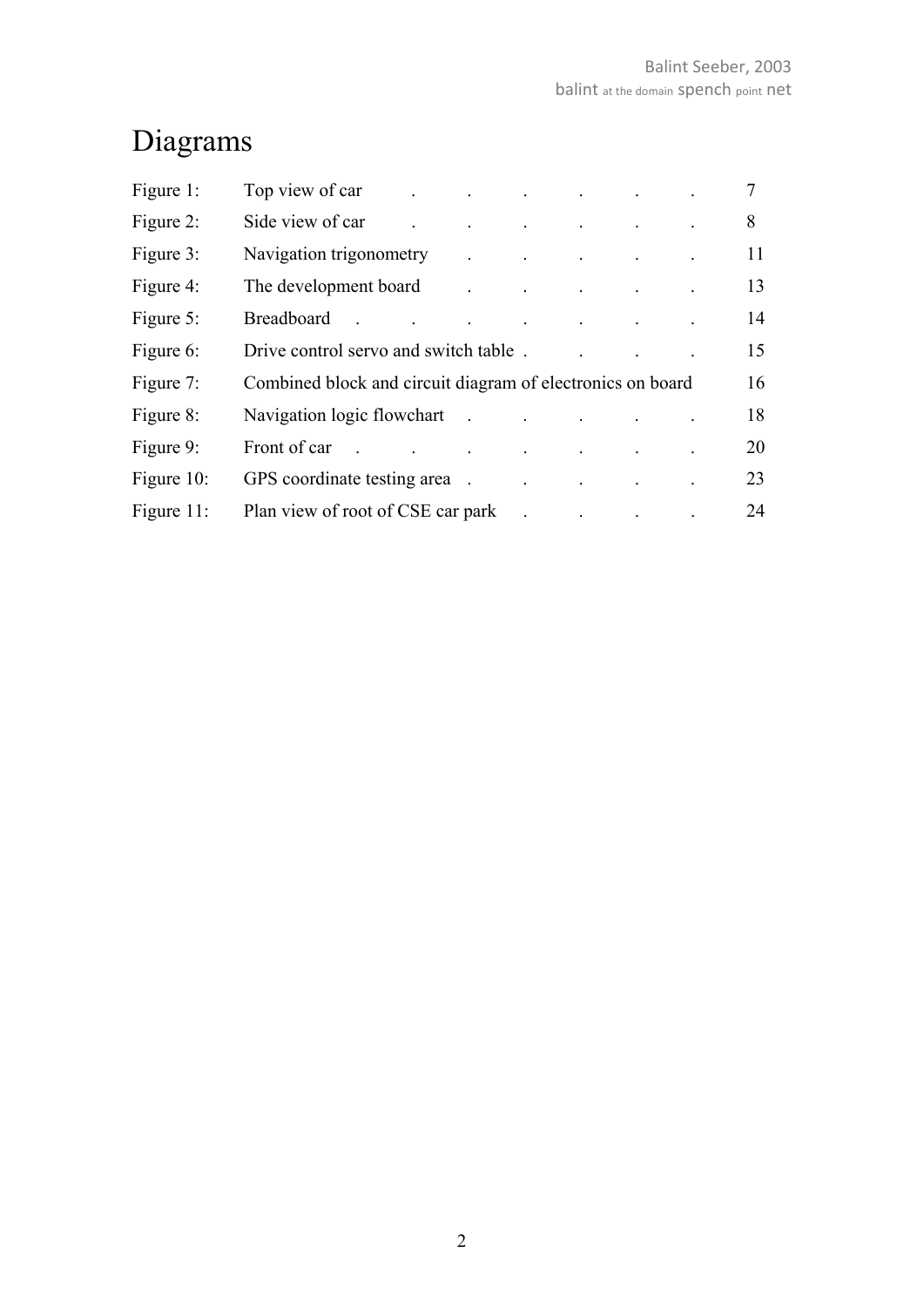# Diagrams

| Figure | Title | Page |
| --- | --- | --- |
| Figure 1: | Top view of car | 7 |
| Figure 2: | Side view of car | 8 |
| Figure 3: | Navigation trigonometry | 11 |
| Figure 4: | The development board | 13 |
| Figure 5: | Breadboard | 14 |
| Figure 6: | Drive control servo and switch table | 15 |
| Figure 7: | Combined block and circuit diagram of electronics on board | 16 |
| Figure 8: | Navigation logic flowchart | 18 |
| Figure 9: | Front of car | 20 |
| Figure 10: | GPS coordinate testing area | 23 |
| Figure 11: | Plan view of root of CSE car park | 24 |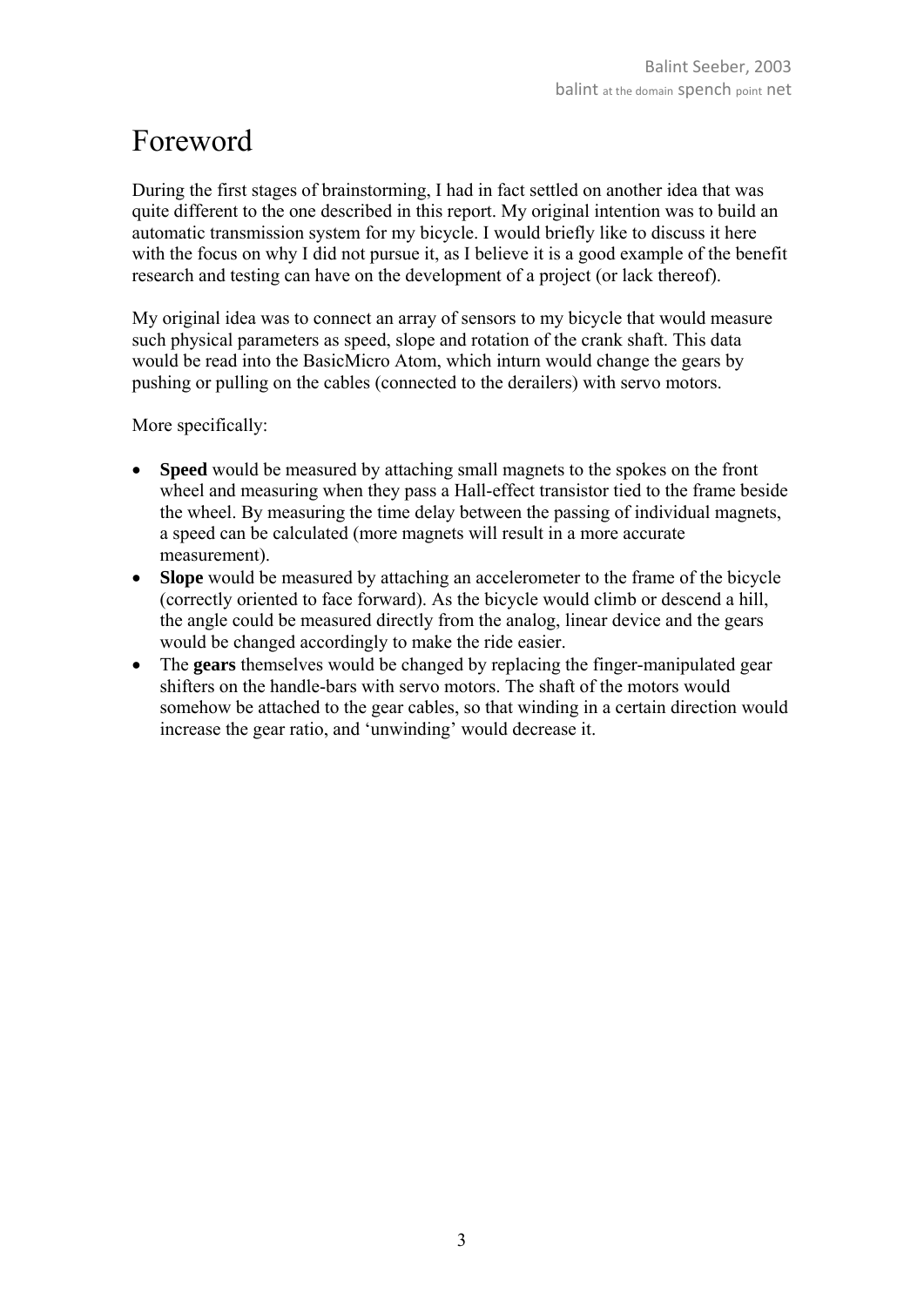# Foreword

During the first stages of brainstorming, I had in fact settled on another idea that was quite different to the one described in this report. My original intention was to build an automatic transmission system for my bicycle. I would briefly like to discuss it here with the focus on why I did not pursue it, as I believe it is a good example of the benefit research and testing can have on the development of a project (or lack thereof).

My original idea was to connect an array of sensors to my bicycle that would measure such physical parameters as speed, slope and rotation of the crank shaft. This data would be read into the BasicMicro Atom, which inturn would change the gears by pushing or pulling on the cables (connected to the derailers) with servo motors.

More specifically:

- **Speed** would be measured by attaching small magnets to the spokes on the front wheel and measuring when they pass a Hall-effect transistor tied to the frame beside the wheel. By measuring the time delay between the passing of individual magnets, a speed can be calculated (more magnets will result in a more accurate measurement).
- **Slope** would be measured by attaching an accelerometer to the frame of the bicycle (correctly oriented to face forward). As the bicycle would climb or descend a hill, the angle could be measured directly from the analog, linear device and the gears would be changed accordingly to make the ride easier.
- The **gears** themselves would be changed by replacing the finger-manipulated gear shifters on the handle-bars with servo motors. The shaft of the motors would somehow be attached to the gear cables, so that winding in a certain direction would increase the gear ratio, and 'unwinding' would decrease it.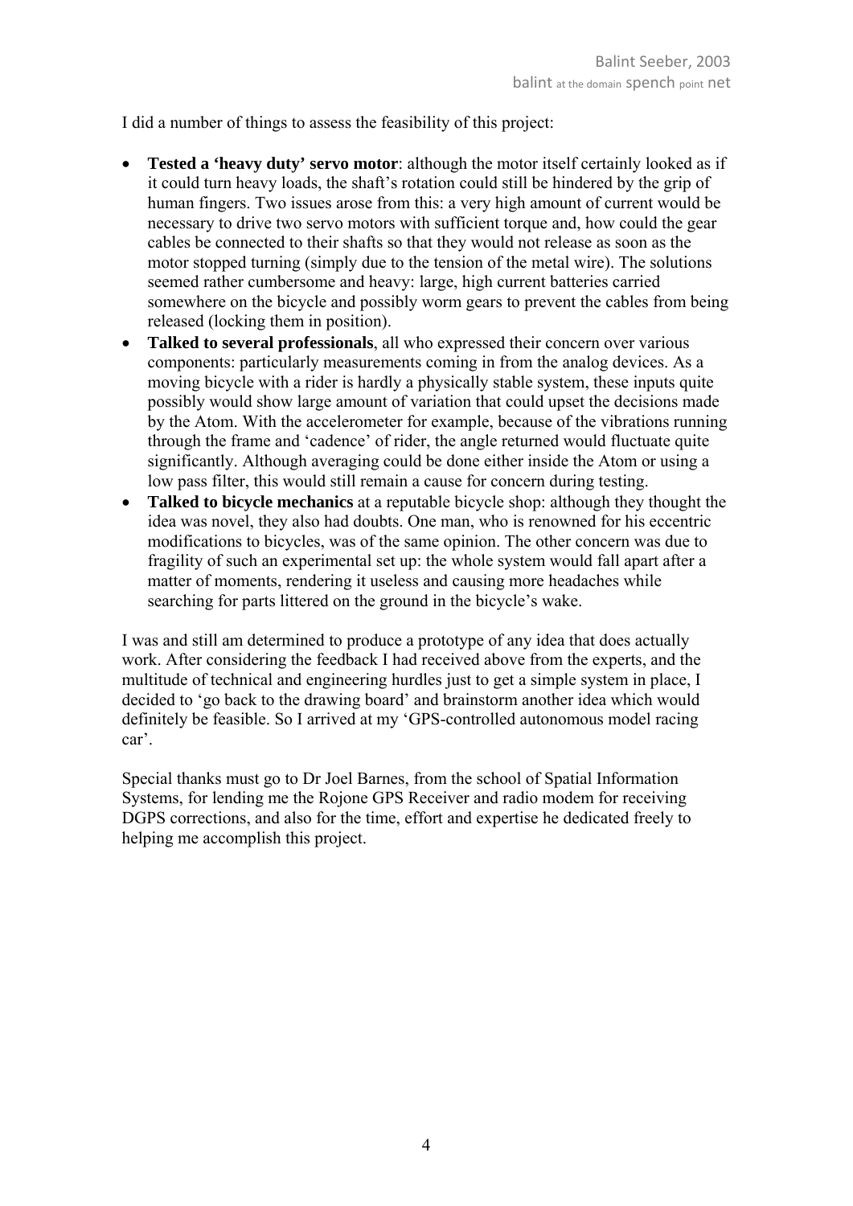I did a number of things to assess the feasibility of this project:

- **Tested a 'heavy duty' servo motor**: although the motor itself certainly looked as if it could turn heavy loads, the shaft's rotation could still be hindered by the grip of human fingers. Two issues arose from this: a very high amount of current would be necessary to drive two servo motors with sufficient torque and, how could the gear cables be connected to their shafts so that they would not release as soon as the motor stopped turning (simply due to the tension of the metal wire). The solutions seemed rather cumbersome and heavy: large, high current batteries carried somewhere on the bicycle and possibly worm gears to prevent the cables from being released (locking them in position).
- **Talked to several professionals**, all who expressed their concern over various components: particularly measurements coming in from the analog devices. As a moving bicycle with a rider is hardly a physically stable system, these inputs quite possibly would show large amount of variation that could upset the decisions made by the Atom. With the accelerometer for example, because of the vibrations running through the frame and 'cadence' of rider, the angle returned would fluctuate quite significantly. Although averaging could be done either inside the Atom or using a low pass filter, this would still remain a cause for concern during testing.
- **Talked to bicycle mechanics** at a reputable bicycle shop: although they thought the idea was novel, they also had doubts. One man, who is renowned for his eccentric modifications to bicycles, was of the same opinion. The other concern was due to fragility of such an experimental set up: the whole system would fall apart after a matter of moments, rendering it useless and causing more headaches while searching for parts littered on the ground in the bicycle's wake.

I was and still am determined to produce a prototype of any idea that does actually work. After considering the feedback I had received above from the experts, and the multitude of technical and engineering hurdles just to get a simple system in place, I decided to 'go back to the drawing board' and brainstorm another idea which would definitely be feasible. So I arrived at my 'GPS-controlled autonomous model racing car'.

Special thanks must go to Dr Joel Barnes, from the school of Spatial Information Systems, for lending me the Rojone GPS Receiver and radio modem for receiving DGPS corrections, and also for the time, effort and expertise he dedicated freely to helping me accomplish this project.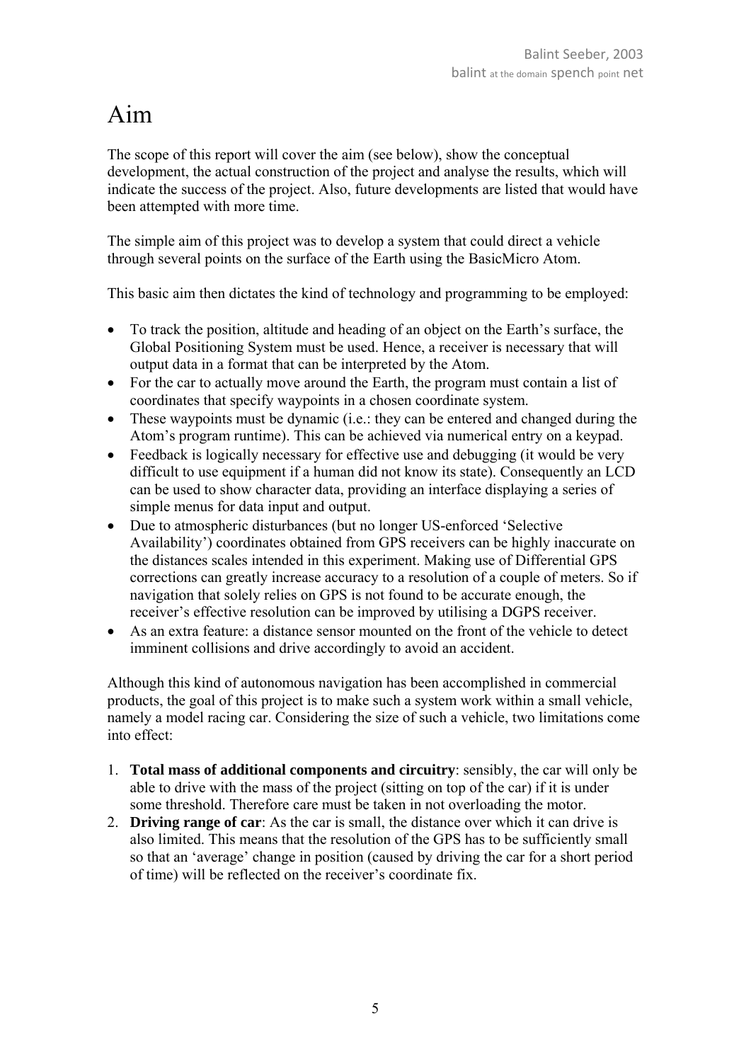# Aim

The scope of this report will cover the aim (see below), show the conceptual development, the actual construction of the project and analyse the results, which will indicate the success of the project. Also, future developments are listed that would have been attempted with more time.

The simple aim of this project was to develop a system that could direct a vehicle through several points on the surface of the Earth using the BasicMicro Atom.

This basic aim then dictates the kind of technology and programming to be employed:

- To track the position, altitude and heading of an object on the Earth's surface, the Global Positioning System must be used. Hence, a receiver is necessary that will output data in a format that can be interpreted by the Atom.
- For the car to actually move around the Earth, the program must contain a list of coordinates that specify waypoints in a chosen coordinate system.
- These waypoints must be dynamic (i.e.: they can be entered and changed during the Atom's program runtime). This can be achieved via numerical entry on a keypad.
- Feedback is logically necessary for effective use and debugging (it would be very difficult to use equipment if a human did not know its state). Consequently an LCD can be used to show character data, providing an interface displaying a series of simple menus for data input and output.
- Due to atmospheric disturbances (but no longer US-enforced 'Selective Availability') coordinates obtained from GPS receivers can be highly inaccurate on the distances scales intended in this experiment. Making use of Differential GPS corrections can greatly increase accuracy to a resolution of a couple of meters. So if navigation that solely relies on GPS is not found to be accurate enough, the receiver's effective resolution can be improved by utilising a DGPS receiver.
- As an extra feature: a distance sensor mounted on the front of the vehicle to detect imminent collisions and drive accordingly to avoid an accident.

Although this kind of autonomous navigation has been accomplished in commercial products, the goal of this project is to make such a system work within a small vehicle, namely a model racing car. Considering the size of such a vehicle, two limitations come into effect:

1. **Total mass of additional components and circuitry**: sensibly, the car will only be able to drive with the mass of the project (sitting on top of the car) if it is under some threshold. Therefore care must be taken in not overloading the motor.
2. **Driving range of car**: As the car is small, the distance over which it can drive is also limited. This means that the resolution of the GPS has to be sufficiently small so that an 'average' change in position (caused by driving the car for a short period of time) will be reflected on the receiver's coordinate fix.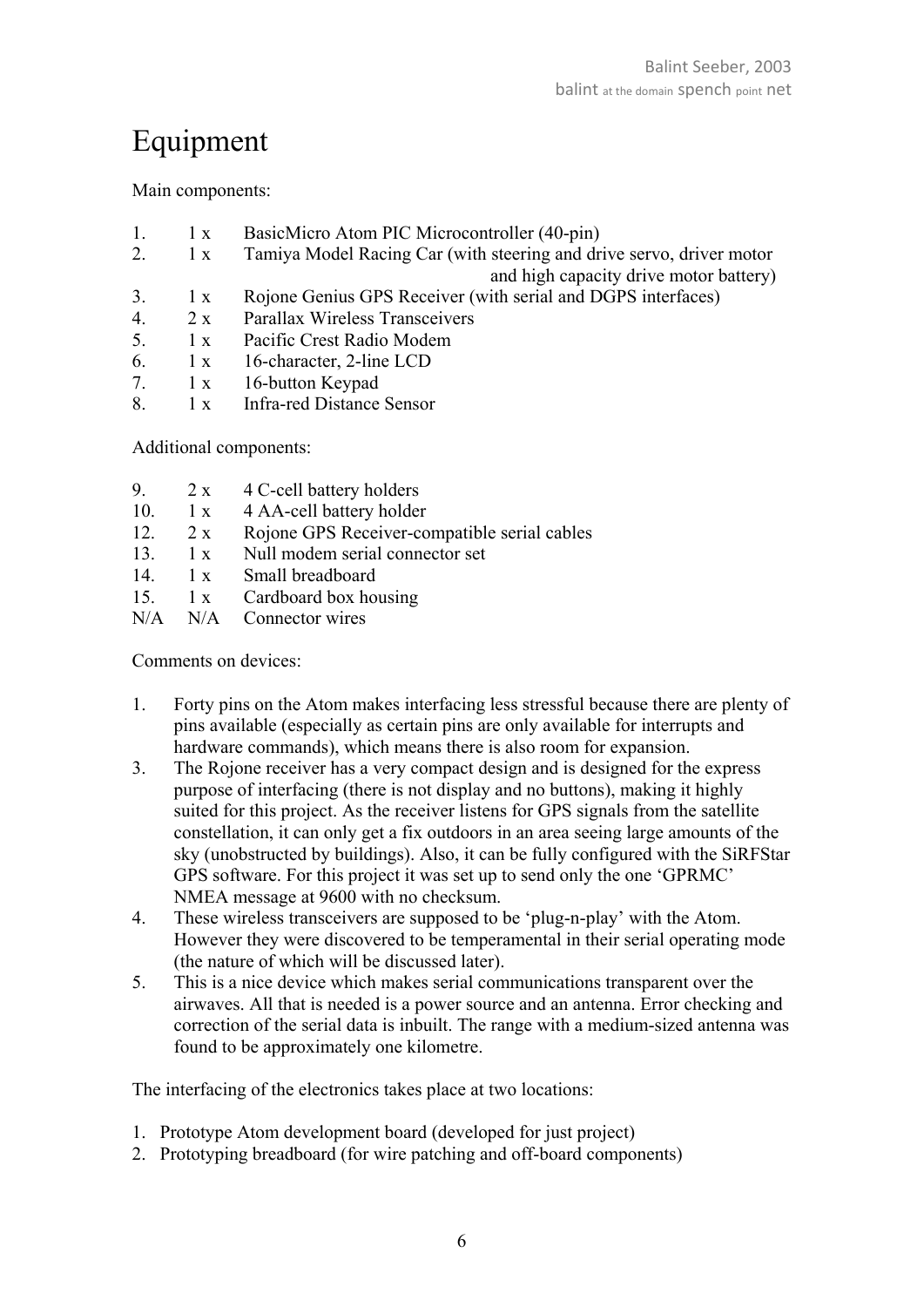# Equipment

Main components:

1. 1 x BasicMicro Atom PIC Microcontroller (40-pin)
2. 1 x Tamiya Model Racing Car (with steering and drive servo, driver motor and high capacity drive motor battery)
3. 1 x Rojone Genius GPS Receiver (with serial and DGPS interfaces)
4. 2 x Parallax Wireless Transceivers
5. 1 x Pacific Crest Radio Modem
6. 1 x 16-character, 2-line LCD
7. 1 x 16-button Keypad
8. 1 x Infra-red Distance Sensor

Additional components:

9. 2 x 4 C-cell battery holders
10. 1 x 4 AA-cell battery holder
12. 2 x Rojone GPS Receiver-compatible serial cables
13. 1 x Null modem serial connector set
14. 1 x Small breadboard
15. 1 x Cardboard box housing

N/A N/A Connector wires

Comments on devices:

1. Forty pins on the Atom makes interfacing less stressful because there are plenty of pins available (especially as certain pins are only available for interrupts and hardware commands), which means there is also room for expansion.
3. The Rojone receiver has a very compact design and is designed for the express purpose of interfacing (there is not display and no buttons), making it highly suited for this project. As the receiver listens for GPS signals from the satellite constellation, it can only get a fix outdoors in an area seeing large amounts of the sky (unobstructed by buildings). Also, it can be fully configured with the SiRFStar GPS software. For this project it was set up to send only the one 'GPRMC' NMEA message at 9600 with no checksum.
4. These wireless transceivers are supposed to be 'plug-n-play' with the Atom. However they were discovered to be temperamental in their serial operating mode (the nature of which will be discussed later).
5. This is a nice device which makes serial communications transparent over the airwaves. All that is needed is a power source and an antenna. Error checking and correction of the serial data is inbuilt. The range with a medium-sized antenna was found to be approximately one kilometre.

The interfacing of the electronics takes place at two locations:

1. Prototype Atom development board (developed for just project)
2. Prototyping breadboard (for wire patching and off-board components)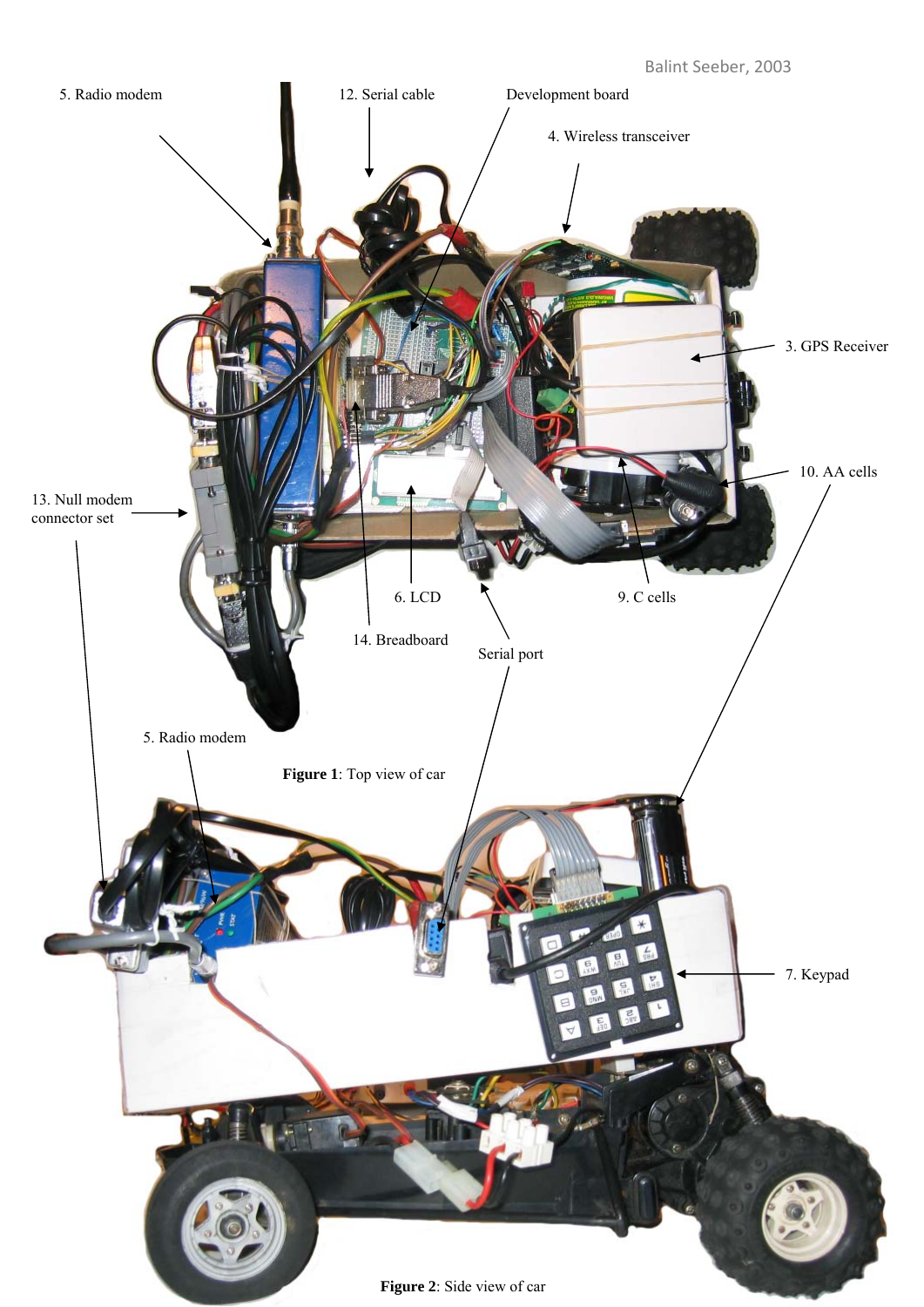Figure 1: Top view of car

Figure 2: Side view of car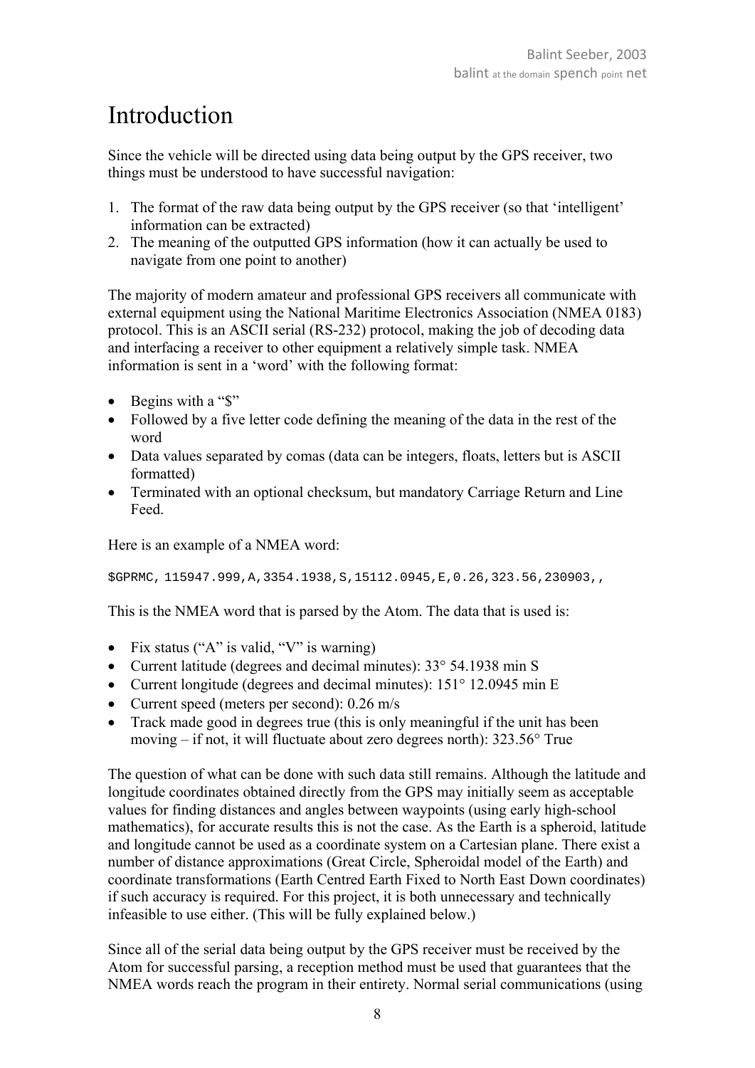# Introduction

Since the vehicle will be directed using data being output by the GPS receiver, two things must be understood to have successful navigation:

1. The format of the raw data being output by the GPS receiver (so that 'intelligent' information can be extracted)
2. The meaning of the outputted GPS information (how it can actually be used to navigate from one point to another)

The majority of modern amateur and professional GPS receivers all communicate with external equipment using the National Maritime Electronics Association (NMEA 0183) protocol. This is an ASCII serial (RS-232) protocol, making the job of decoding data and interfacing a receiver to other equipment a relatively simple task. NMEA information is sent in a 'word' with the following format:

- Begins with a "$"
- Followed by a five letter code defining the meaning of the data in the rest of the word
- Data values separated by comas (data can be integers, floats, letters but is ASCII formatted)
- Terminated with an optional checksum, but mandatory Carriage Return and Line Feed.

Here is an example of a NMEA word:

```
$GPRMC,115947.999,A,3354.1938,S,15112.0945,E,0.26,323.56,230903,,
```

This is the NMEA word that is parsed by the Atom. The data that is used is:

- Fix status ("A" is valid, "V" is warning)
- Current latitude (degrees and decimal minutes): 33° 54.1938 min S
- Current longitude (degrees and decimal minutes): 151° 12.0945 min E
- Current speed (meters per second): 0.26 m/s
- Track made good in degrees true (this is only meaningful if the unit has been moving – if not, it will fluctuate about zero degrees north): 323.56° True

The question of what can be done with such data still remains. Although the latitude and longitude coordinates obtained directly from the GPS may initially seem as acceptable values for finding distances and angles between waypoints (using early high-school mathematics), for accurate results this is not the case. As the Earth is a spheroid, latitude and longitude cannot be used as a coordinate system on a Cartesian plane. There exist a number of distance approximations (Great Circle, Spheroidal model of the Earth) and coordinate transformations (Earth Centred Earth Fixed to North East Down coordinates) if such accuracy is required. For this project, it is both unnecessary and technically infeasible to use either. (This will be fully explained below.)

Since all of the serial data being output by the GPS receiver must be received by the Atom for successful parsing, a reception method must be used that guarantees that the NMEA words reach the program in their entirety. Normal serial communications (using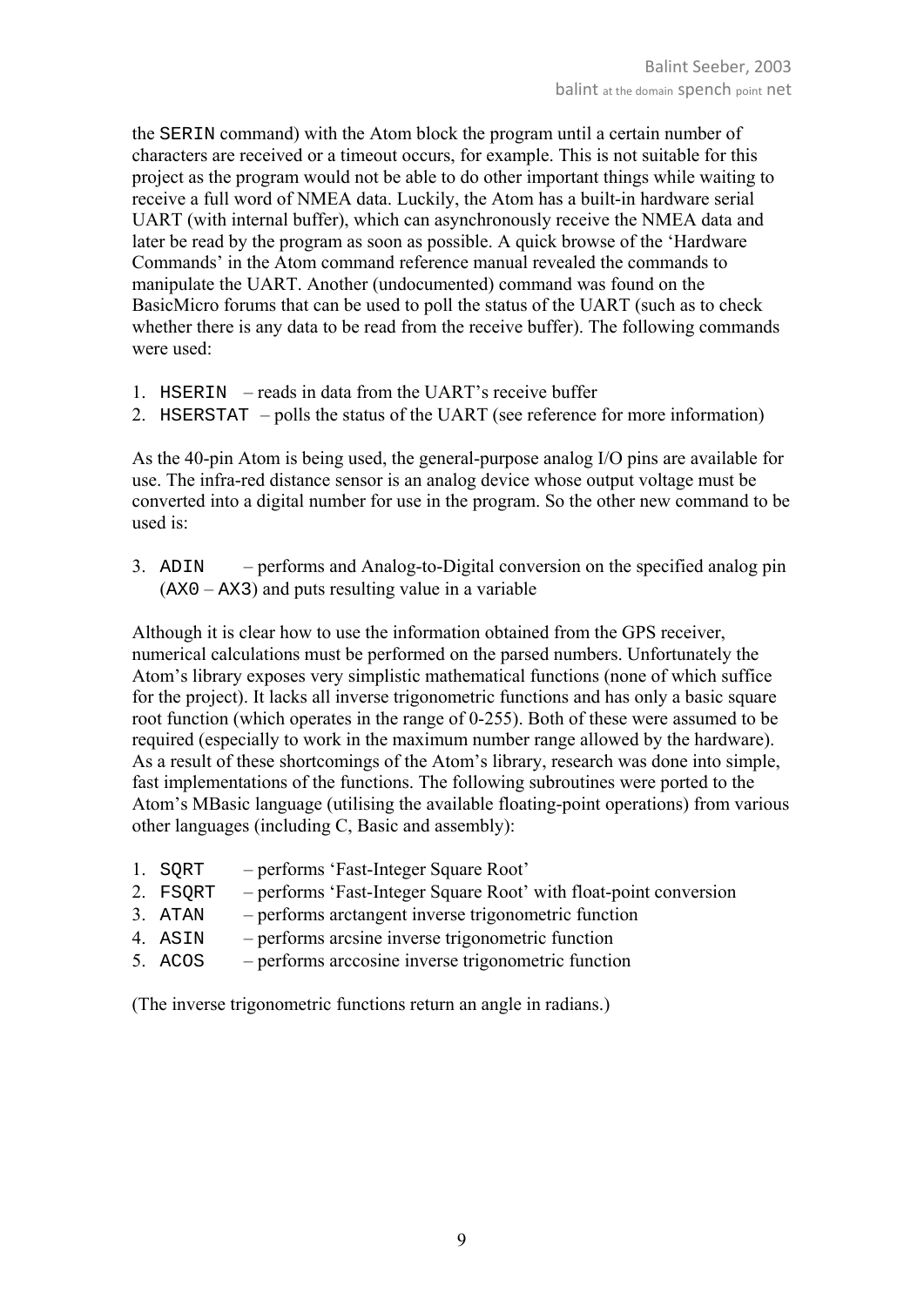the `SERIN` command) with the Atom block the program until a certain number of characters are received or a timeout occurs, for example. This is not suitable for this project as the program would not be able to do other important things while waiting to receive a full word of NMEA data. Luckily, the Atom has a built-in hardware serial UART (with internal buffer), which can asynchronously receive the NMEA data and later be read by the program as soon as possible. A quick browse of the 'Hardware Commands' in the Atom command reference manual revealed the commands to manipulate the UART. Another (undocumented) command was found on the BasicMicro forums that can be used to poll the status of the UART (such as to check whether there is any data to be read from the receive buffer). The following commands were used:

1. `HSERIN` – reads in data from the UART's receive buffer
2. `HSERSTAT` – polls the status of the UART (see reference for more information)

As the 40-pin Atom is being used, the general-purpose analog I/O pins are available for use. The infra-red distance sensor is an analog device whose output voltage must be converted into a digital number for use in the program. So the other new command to be used is:

3. `ADIN` – performs and Analog-to-Digital conversion on the specified analog pin (`AX0` – `AX3`) and puts resulting value in a variable

Although it is clear how to use the information obtained from the GPS receiver, numerical calculations must be performed on the parsed numbers. Unfortunately the Atom's library exposes very simplistic mathematical functions (none of which suffice for the project). It lacks all inverse trigonometric functions and has only a basic square root function (which operates in the range of 0-255). Both of these were assumed to be required (especially to work in the maximum number range allowed by the hardware). As a result of these shortcomings of the Atom's library, research was done into simple, fast implementations of the functions. The following subroutines were ported to the Atom's MBasic language (utilising the available floating-point operations) from various other languages (including C, Basic and assembly):

1. `SQRT` – performs 'Fast-Integer Square Root'
2. `FSQRT` – performs 'Fast-Integer Square Root' with float-point conversion
3. `ATAN` – performs arctangent inverse trigonometric function
4. `ASIN` – performs arcsine inverse trigonometric function
5. `ACOS` – performs arccosine inverse trigonometric function

(The inverse trigonometric functions return an angle in radians.)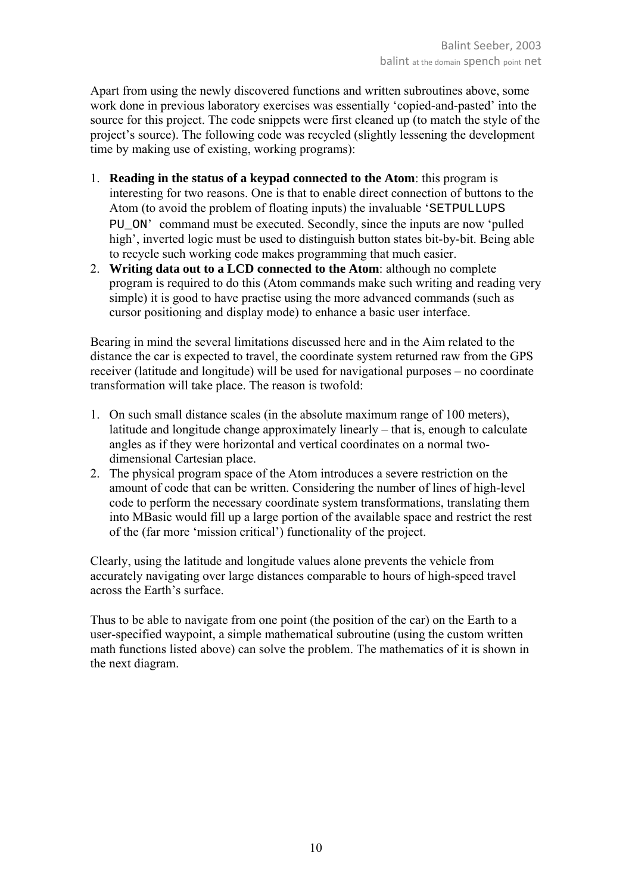Apart from using the newly discovered functions and written subroutines above, some work done in previous laboratory exercises was essentially 'copied-and-pasted' into the source for this project. The code snippets were first cleaned up (to match the style of the project's source). The following code was recycled (slightly lessening the development time by making use of existing, working programs):

1. **Reading in the status of a keypad connected to the Atom**: this program is interesting for two reasons. One is that to enable direct connection of buttons to the Atom (to avoid the problem of floating inputs) the invaluable '`SETPULLUPS PU_ON`' command must be executed. Secondly, since the inputs are now 'pulled high', inverted logic must be used to distinguish button states bit-by-bit. Being able to recycle such working code makes programming that much easier.
2. **Writing data out to a LCD connected to the Atom**: although no complete program is required to do this (Atom commands make such writing and reading very simple) it is good to have practise using the more advanced commands (such as cursor positioning and display mode) to enhance a basic user interface.

Bearing in mind the several limitations discussed here and in the Aim related to the distance the car is expected to travel, the coordinate system returned raw from the GPS receiver (latitude and longitude) will be used for navigational purposes – no coordinate transformation will take place. The reason is twofold:

1. On such small distance scales (in the absolute maximum range of 100 meters), latitude and longitude change approximately linearly – that is, enough to calculate angles as if they were horizontal and vertical coordinates on a normal two-dimensional Cartesian place.
2. The physical program space of the Atom introduces a severe restriction on the amount of code that can be written. Considering the number of lines of high-level code to perform the necessary coordinate system transformations, translating them into MBasic would fill up a large portion of the available space and restrict the rest of the (far more 'mission critical') functionality of the project.

Clearly, using the latitude and longitude values alone prevents the vehicle from accurately navigating over large distances comparable to hours of high-speed travel across the Earth's surface.

Thus to be able to navigate from one point (the position of the car) on the Earth to a user-specified waypoint, a simple mathematical subroutine (using the custom written math functions listed above) can solve the problem. The mathematics of it is shown in the next diagram.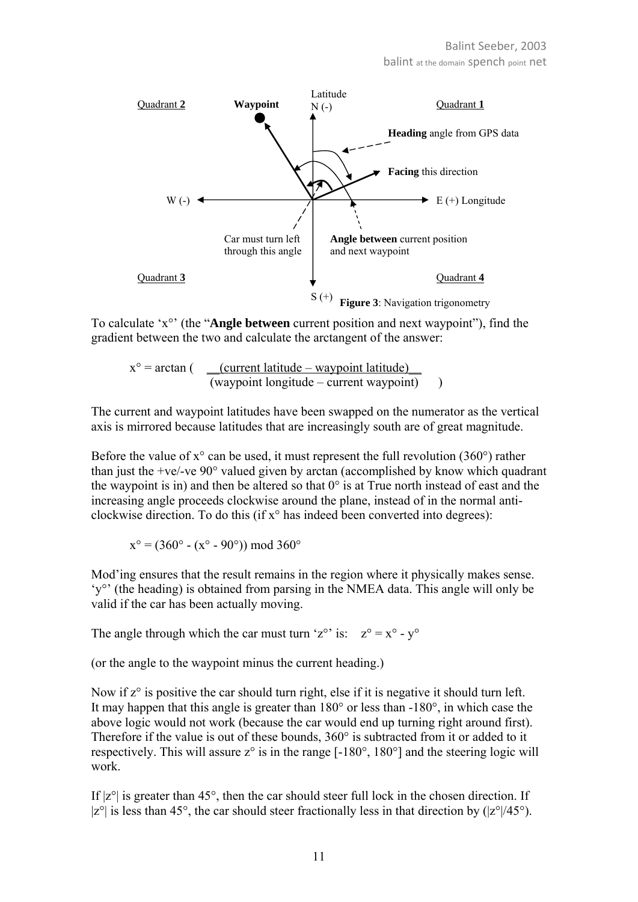Quadrant **2** | **Waypoint** | Latitude N (-) | Quadrant **1**

**Heading** angle from GPS data

**Facing** this direction

W (-) | E (+) Longitude

Car must turn left through this angle

**Angle between** current position and next waypoint

Quadrant **3** | S (+) | Quadrant **4**

**Figure 3**: Navigation trigonometry

To calculate ‘x°’ (the “**Angle between** current position and next waypoint”), find the gradient between the two and calculate the arctangent of the answer:

$$x° = \arctan\left(\frac{\text{(current latitude – waypoint latitude)}}{\text{(waypoint longitude – current waypoint)}}\right)$$

The current and waypoint latitudes have been swapped on the numerator as the vertical axis is mirrored because latitudes that are increasingly south are of great magnitude.

Before the value of x° can be used, it must represent the full revolution (360°) rather than just the +ve/-ve 90° valued given by arctan (accomplished by know which quadrant the waypoint is in) and then be altered so that 0° is at True north instead of east and the increasing angle proceeds clockwise around the plane, instead of in the normal anti-clockwise direction. To do this (if x° has indeed been converted into degrees):

$$x° = (360° - (x° - 90°)) \bmod 360°$$

Mod’ing ensures that the result remains in the region where it physically makes sense. ‘y°’ (the heading) is obtained from parsing in the NMEA data. This angle will only be valid if the car has been actually moving.

The angle through which the car must turn ‘z°’ is: $z° = x° - y°$

(or the angle to the waypoint minus the current heading.)

Now if z° is positive the car should turn right, else if it is negative it should turn left. It may happen that this angle is greater than 180° or less than -180°, in which case the above logic would not work (because the car would end up turning right around first). Therefore if the value is out of these bounds, 360° is subtracted from it or added to it respectively. This will assure z° is in the range [-180°, 180°] and the steering logic will work.

If $|z°|$ is greater than 45°, then the car should steer full lock in the chosen direction. If $|z°|$ is less than 45°, the car should steer fractionally less in that direction by ($|z°|/45°$).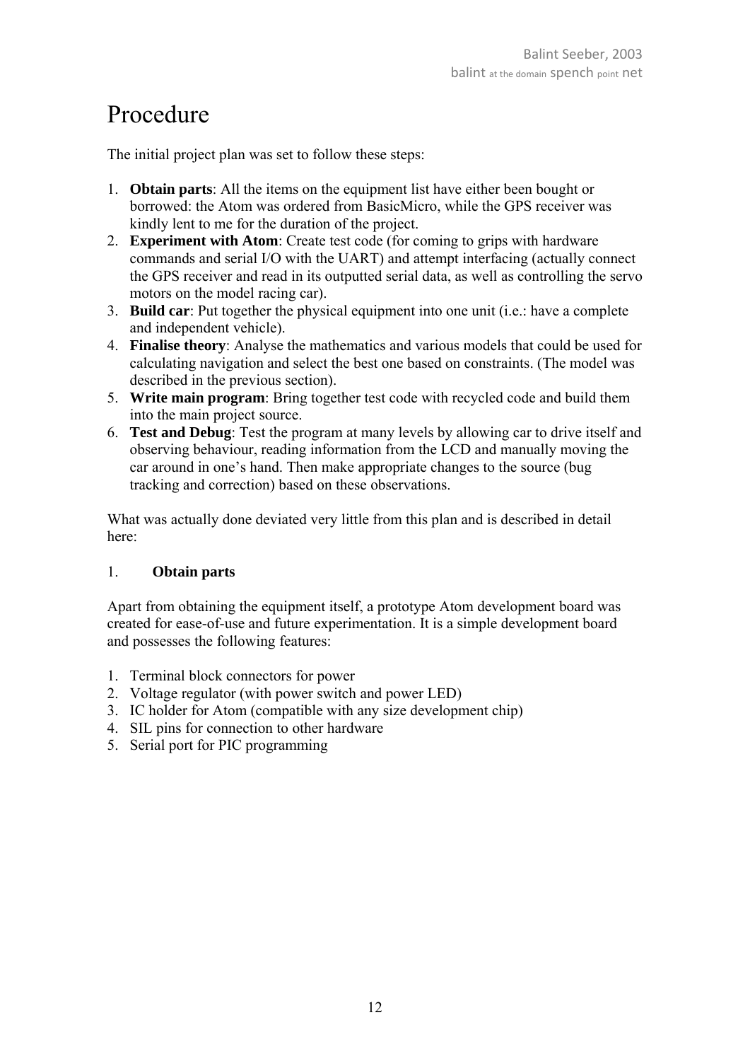# Procedure

The initial project plan was set to follow these steps:

1. **Obtain parts**: All the items on the equipment list have either been bought or borrowed: the Atom was ordered from BasicMicro, while the GPS receiver was kindly lent to me for the duration of the project.
2. **Experiment with Atom**: Create test code (for coming to grips with hardware commands and serial I/O with the UART) and attempt interfacing (actually connect the GPS receiver and read in its outputted serial data, as well as controlling the servo motors on the model racing car).
3. **Build car**: Put together the physical equipment into one unit (i.e.: have a complete and independent vehicle).
4. **Finalise theory**: Analyse the mathematics and various models that could be used for calculating navigation and select the best one based on constraints. (The model was described in the previous section).
5. **Write main program**: Bring together test code with recycled code and build them into the main project source.
6. **Test and Debug**: Test the program at many levels by allowing car to drive itself and observing behaviour, reading information from the LCD and manually moving the car around in one's hand. Then make appropriate changes to the source (bug tracking and correction) based on these observations.

What was actually done deviated very little from this plan and is described in detail here:

## 1. Obtain parts

Apart from obtaining the equipment itself, a prototype Atom development board was created for ease-of-use and future experimentation. It is a simple development board and possesses the following features:

1. Terminal block connectors for power
2. Voltage regulator (with power switch and power LED)
3. IC holder for Atom (compatible with any size development chip)
4. SIL pins for connection to other hardware
5. Serial port for PIC programming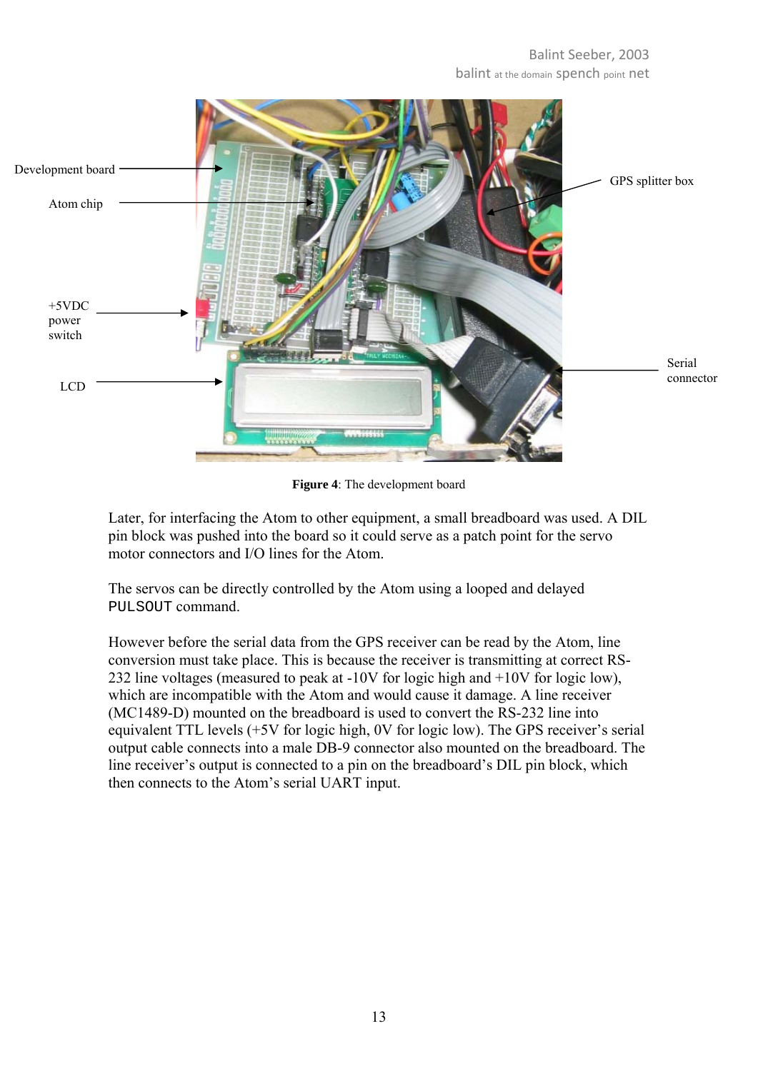Figure 4: The development board

Later, for interfacing the Atom to other equipment, a small breadboard was used. A DIL pin block was pushed into the board so it could serve as a patch point for the servo motor connectors and I/O lines for the Atom.

The servos can be directly controlled by the Atom using a looped and delayed `PULSOUT` command.

However before the serial data from the GPS receiver can be read by the Atom, line conversion must take place. This is because the receiver is transmitting at correct RS-232 line voltages (measured to peak at -10V for logic high and +10V for logic low), which are incompatible with the Atom and would cause it damage. A line receiver (MC1489-D) mounted on the breadboard is used to convert the RS-232 line into equivalent TTL levels (+5V for logic high, 0V for logic low). The GPS receiver's serial output cable connects into a male DB-9 connector also mounted on the breadboard. The line receiver's output is connected to a pin on the breadboard's DIL pin block, which then connects to the Atom's serial UART input.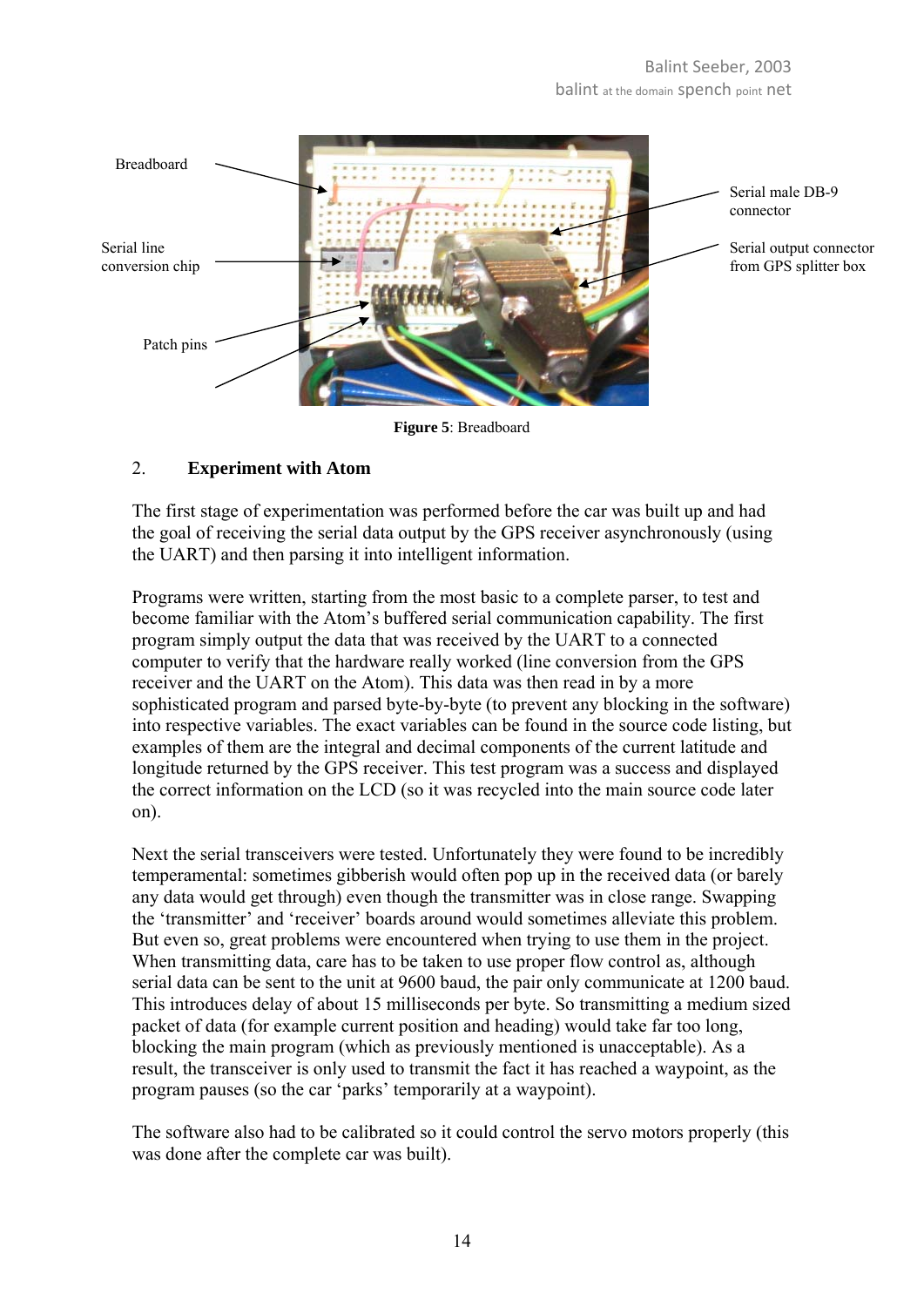Breadboard

Serial line conversion chip

Patch pins

Serial male DB-9 connector

Serial output connector from GPS splitter box

**Figure 5**: Breadboard

## 2. Experiment with Atom

The first stage of experimentation was performed before the car was built up and had the goal of receiving the serial data output by the GPS receiver asynchronously (using the UART) and then parsing it into intelligent information.

Programs were written, starting from the most basic to a complete parser, to test and become familiar with the Atom's buffered serial communication capability. The first program simply output the data that was received by the UART to a connected computer to verify that the hardware really worked (line conversion from the GPS receiver and the UART on the Atom). This data was then read in by a more sophisticated program and parsed byte-by-byte (to prevent any blocking in the software) into respective variables. The exact variables can be found in the source code listing, but examples of them are the integral and decimal components of the current latitude and longitude returned by the GPS receiver. This test program was a success and displayed the correct information on the LCD (so it was recycled into the main source code later on).

Next the serial transceivers were tested. Unfortunately they were found to be incredibly temperamental: sometimes gibberish would often pop up in the received data (or barely any data would get through) even though the transmitter was in close range. Swapping the 'transmitter' and 'receiver' boards around would sometimes alleviate this problem. But even so, great problems were encountered when trying to use them in the project. When transmitting data, care has to be taken to use proper flow control as, although serial data can be sent to the unit at 9600 baud, the pair only communicate at 1200 baud. This introduces delay of about 15 milliseconds per byte. So transmitting a medium sized packet of data (for example current position and heading) would take far too long, blocking the main program (which as previously mentioned is unacceptable). As a result, the transceiver is only used to transmit the fact it has reached a waypoint, as the program pauses (so the car 'parks' temporarily at a waypoint).

The software also had to be calibrated so it could control the servo motors properly (this was done after the complete car was built).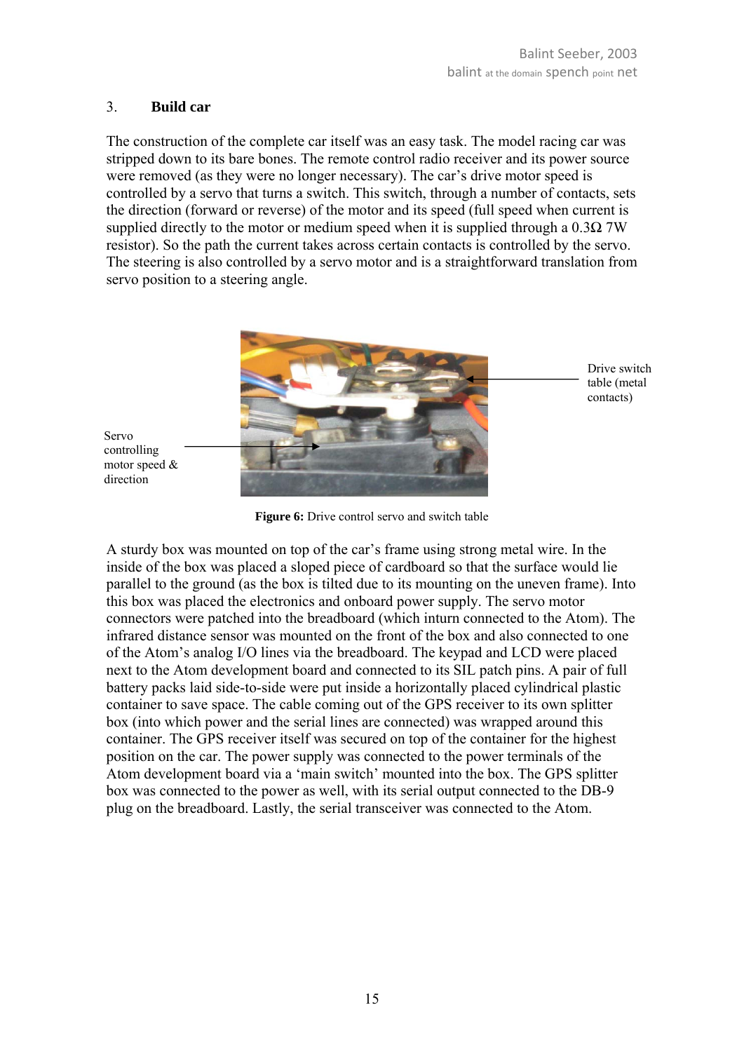## 3. Build car

The construction of the complete car itself was an easy task. The model racing car was stripped down to its bare bones. The remote control radio receiver and its power source were removed (as they were no longer necessary). The car's drive motor speed is controlled by a servo that turns a switch. This switch, through a number of contacts, sets the direction (forward or reverse) of the motor and its speed (full speed when current is supplied directly to the motor or medium speed when it is supplied through a 0.3Ω 7W resistor). So the path the current takes across certain contacts is controlled by the servo. The steering is also controlled by a servo motor and is a straightforward translation from servo position to a steering angle.

Drive switch table (metal contacts)

Servo controlling motor speed & direction

**Figure 6:** Drive control servo and switch table

A sturdy box was mounted on top of the car's frame using strong metal wire. In the inside of the box was placed a sloped piece of cardboard so that the surface would lie parallel to the ground (as the box is tilted due to its mounting on the uneven frame). Into this box was placed the electronics and onboard power supply. The servo motor connectors were patched into the breadboard (which inturn connected to the Atom). The infrared distance sensor was mounted on the front of the box and also connected to one of the Atom's analog I/O lines via the breadboard. The keypad and LCD were placed next to the Atom development board and connected to its SIL patch pins. A pair of full battery packs laid side-to-side were put inside a horizontally placed cylindrical plastic container to save space. The cable coming out of the GPS receiver to its own splitter box (into which power and the serial lines are connected) was wrapped around this container. The GPS receiver itself was secured on top of the container for the highest position on the car. The power supply was connected to the power terminals of the Atom development board via a 'main switch' mounted into the box. The GPS splitter box was connected to the power as well, with its serial output connected to the DB-9 plug on the breadboard. Lastly, the serial transceiver was connected to the Atom.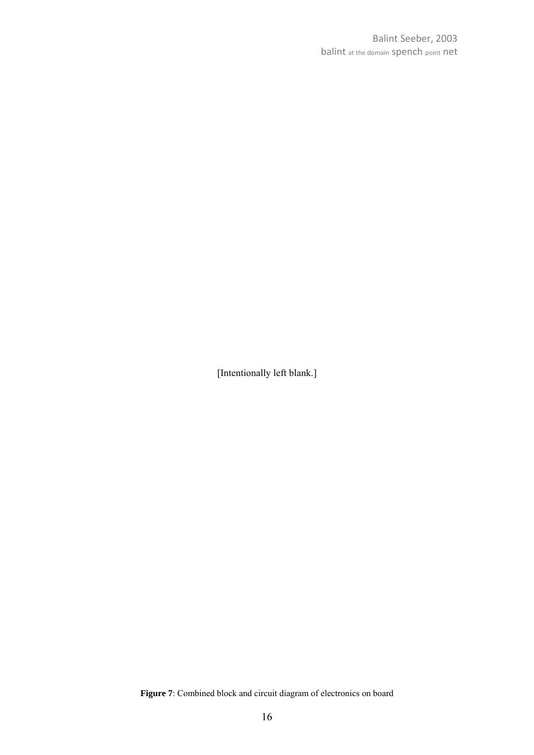[Intentionally left blank.]

**Figure 7**: Combined block and circuit diagram of electronics on board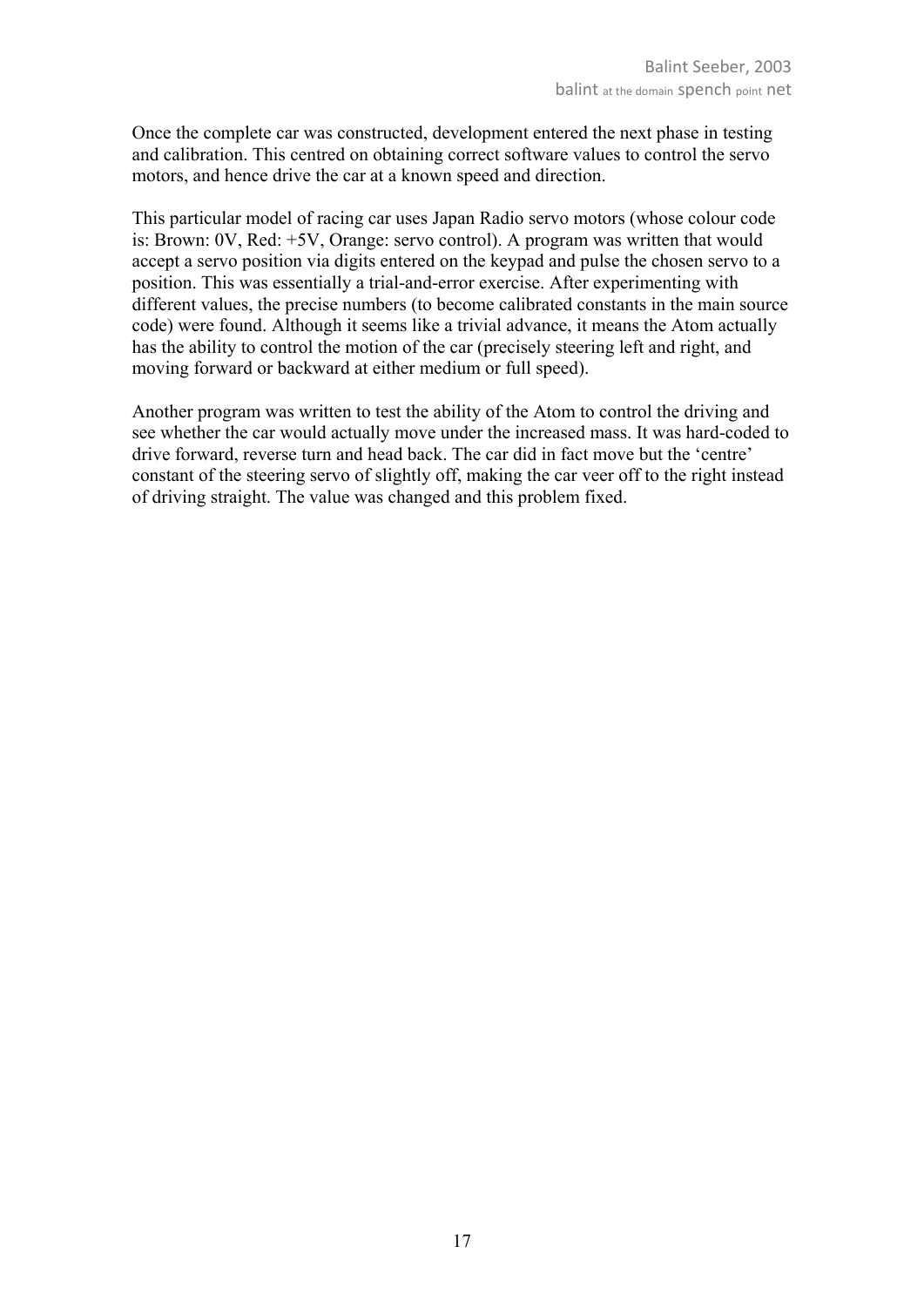Once the complete car was constructed, development entered the next phase in testing and calibration. This centred on obtaining correct software values to control the servo motors, and hence drive the car at a known speed and direction.

This particular model of racing car uses Japan Radio servo motors (whose colour code is: Brown: 0V, Red: +5V, Orange: servo control). A program was written that would accept a servo position via digits entered on the keypad and pulse the chosen servo to a position. This was essentially a trial-and-error exercise. After experimenting with different values, the precise numbers (to become calibrated constants in the main source code) were found. Although it seems like a trivial advance, it means the Atom actually has the ability to control the motion of the car (precisely steering left and right, and moving forward or backward at either medium or full speed).

Another program was written to test the ability of the Atom to control the driving and see whether the car would actually move under the increased mass. It was hard-coded to drive forward, reverse turn and head back. The car did in fact move but the 'centre' constant of the steering servo of slightly off, making the car veer off to the right instead of driving straight. The value was changed and this problem fixed.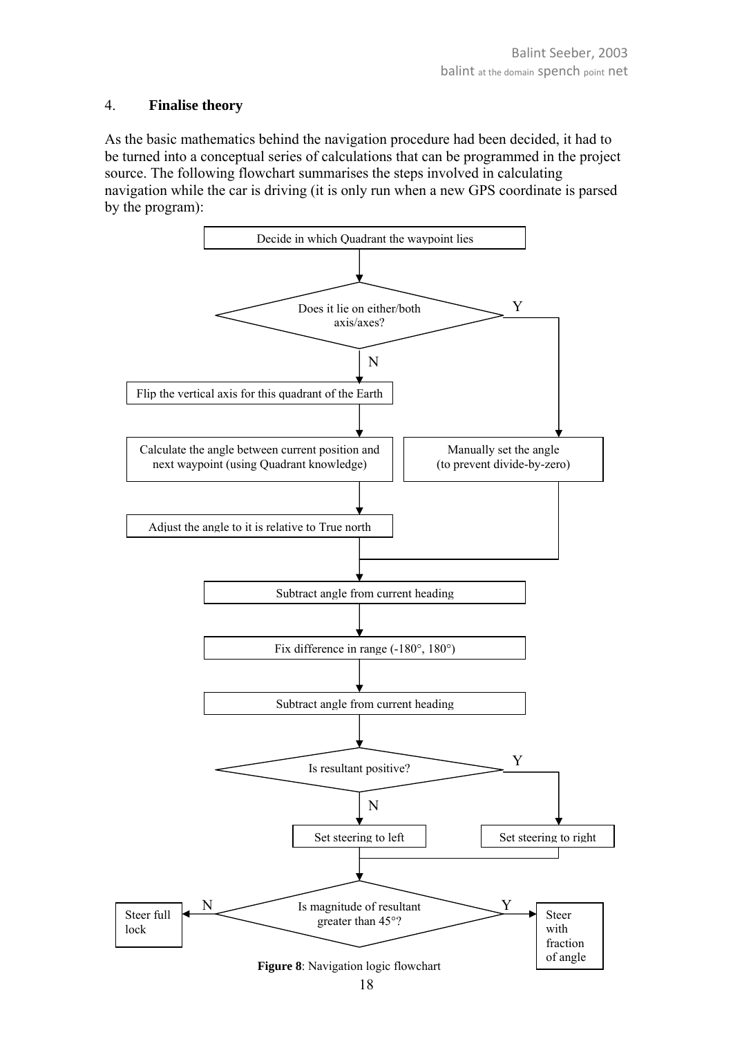## 4. **Finalise theory**

As the basic mathematics behind the navigation procedure had been decided, it had to be turned into a conceptual series of calculations that can be programmed in the project source. The following flowchart summarises the steps involved in calculating navigation while the car is driving (it is only run when a new GPS coordinate is parsed by the program):

Decide in which Quadrant the waypoint lies

Does it lie on either/both axis/axes?

Y → Manually set the angle (to prevent divide-by-zero)

N → Flip the vertical axis for this quadrant of the Earth

Calculate the angle between current position and next waypoint (using Quadrant knowledge)

Adjust the angle to it is relative to True north

Subtract angle from current heading

Fix difference in range (-180°, 180°)

Subtract angle from current heading

Is resultant positive?

Y → Set steering to right

N → Set steering to left

Is magnitude of resultant greater than 45°?

N → Steer full lock

Y → Steer with fraction of angle

**Figure 8**: Navigation logic flowchart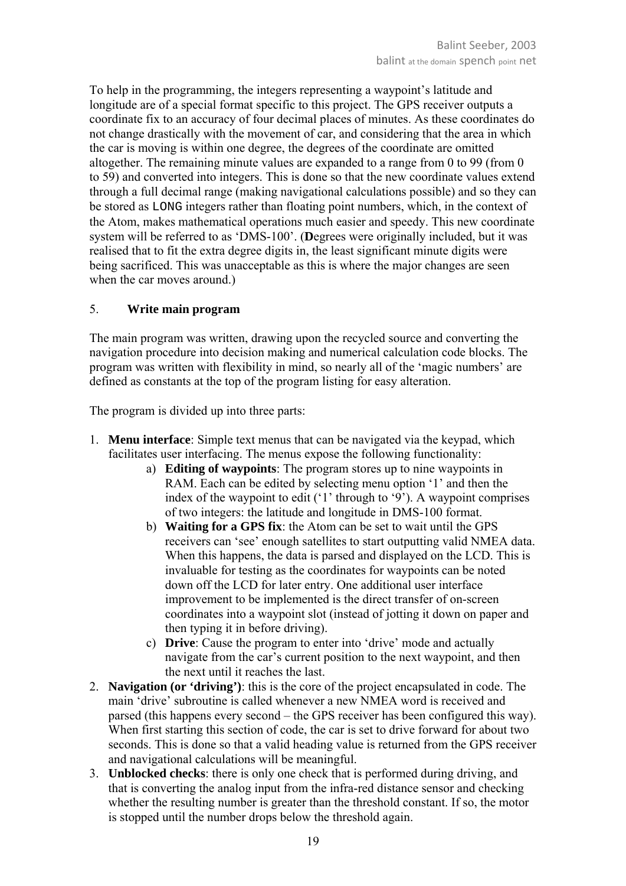To help in the programming, the integers representing a waypoint's latitude and longitude are of a special format specific to this project. The GPS receiver outputs a coordinate fix to an accuracy of four decimal places of minutes. As these coordinates do not change drastically with the movement of car, and considering that the area in which the car is moving is within one degree, the degrees of the coordinate are omitted altogether. The remaining minute values are expanded to a range from 0 to 99 (from 0 to 59) and converted into integers. This is done so that the new coordinate values extend through a full decimal range (making navigational calculations possible) and so they can be stored as `LONG` integers rather than floating point numbers, which, in the context of the Atom, makes mathematical operations much easier and speedy. This new coordinate system will be referred to as 'DMS-100'. (**D**egrees were originally included, but it was realised that to fit the extra degree digits in, the least significant minute digits were being sacrificed. This was unacceptable as this is where the major changes are seen when the car moves around.)

5. **Write main program**

The main program was written, drawing upon the recycled source and converting the navigation procedure into decision making and numerical calculation code blocks. The program was written with flexibility in mind, so nearly all of the 'magic numbers' are defined as constants at the top of the program listing for easy alteration.

The program is divided up into three parts:

1. **Menu interface**: Simple text menus that can be navigated via the keypad, which facilitates user interfacing. The menus expose the following functionality:
    a) **Editing of waypoints**: The program stores up to nine waypoints in RAM. Each can be edited by selecting menu option '1' and then the index of the waypoint to edit ('1' through to '9'). A waypoint comprises of two integers: the latitude and longitude in DMS-100 format.
    b) **Waiting for a GPS fix**: the Atom can be set to wait until the GPS receivers can 'see' enough satellites to start outputting valid NMEA data. When this happens, the data is parsed and displayed on the LCD. This is invaluable for testing as the coordinates for waypoints can be noted down off the LCD for later entry. One additional user interface improvement to be implemented is the direct transfer of on-screen coordinates into a waypoint slot (instead of jotting it down on paper and then typing it in before driving).
    c) **Drive**: Cause the program to enter into 'drive' mode and actually navigate from the car's current position to the next waypoint, and then the next until it reaches the last.
2. **Navigation (or 'driving')**: this is the core of the project encapsulated in code. The main 'drive' subroutine is called whenever a new NMEA word is received and parsed (this happens every second – the GPS receiver has been configured this way). When first starting this section of code, the car is set to drive forward for about two seconds. This is done so that a valid heading value is returned from the GPS receiver and navigational calculations will be meaningful.
3. **Unblocked checks**: there is only one check that is performed during driving, and that is converting the analog input from the infra-red distance sensor and checking whether the resulting number is greater than the threshold constant. If so, the motor is stopped until the number drops below the threshold again.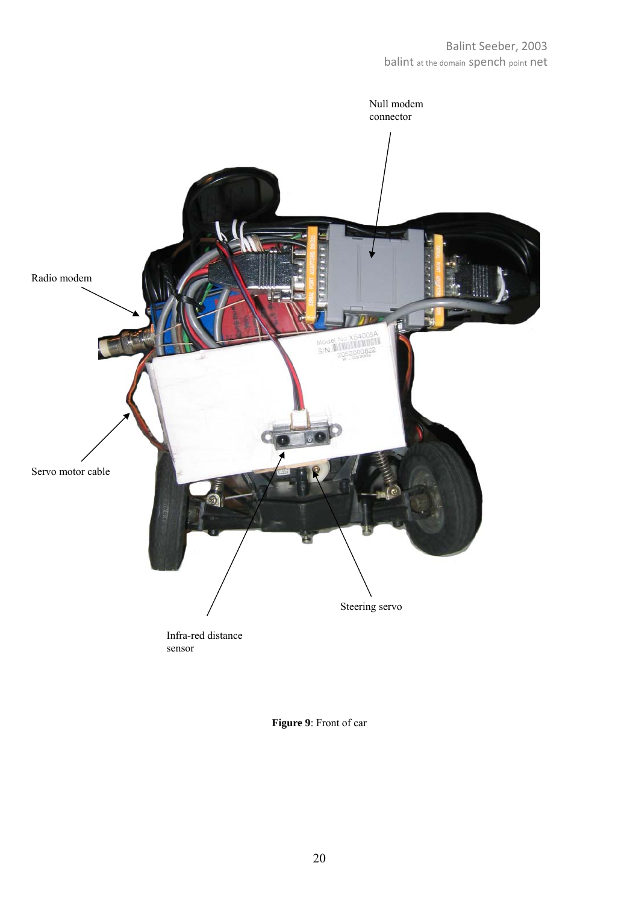Null modem connector

Radio modem

Servo motor cable

Steering servo

Infra-red distance sensor

**Figure 9**: Front of car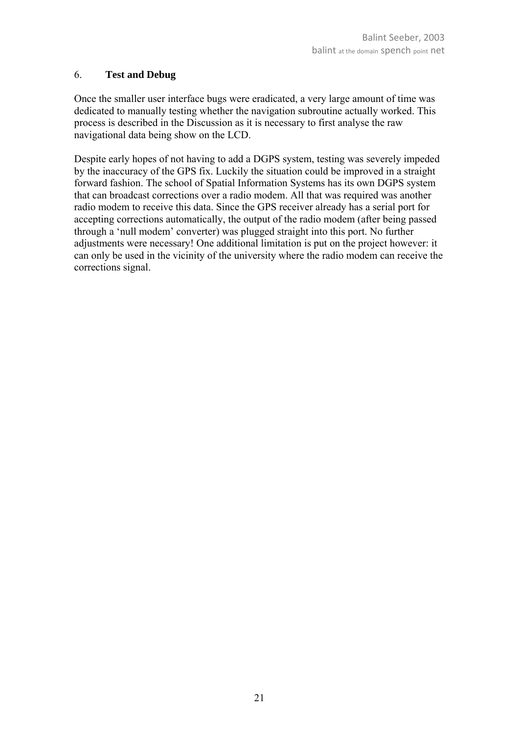## 6. **Test and Debug**

Once the smaller user interface bugs were eradicated, a very large amount of time was dedicated to manually testing whether the navigation subroutine actually worked. This process is described in the Discussion as it is necessary to first analyse the raw navigational data being show on the LCD.

Despite early hopes of not having to add a DGPS system, testing was severely impeded by the inaccuracy of the GPS fix. Luckily the situation could be improved in a straight forward fashion. The school of Spatial Information Systems has its own DGPS system that can broadcast corrections over a radio modem. All that was required was another radio modem to receive this data. Since the GPS receiver already has a serial port for accepting corrections automatically, the output of the radio modem (after being passed through a 'null modem' converter) was plugged straight into this port. No further adjustments were necessary! One additional limitation is put on the project however: it can only be used in the vicinity of the university where the radio modem can receive the corrections signal.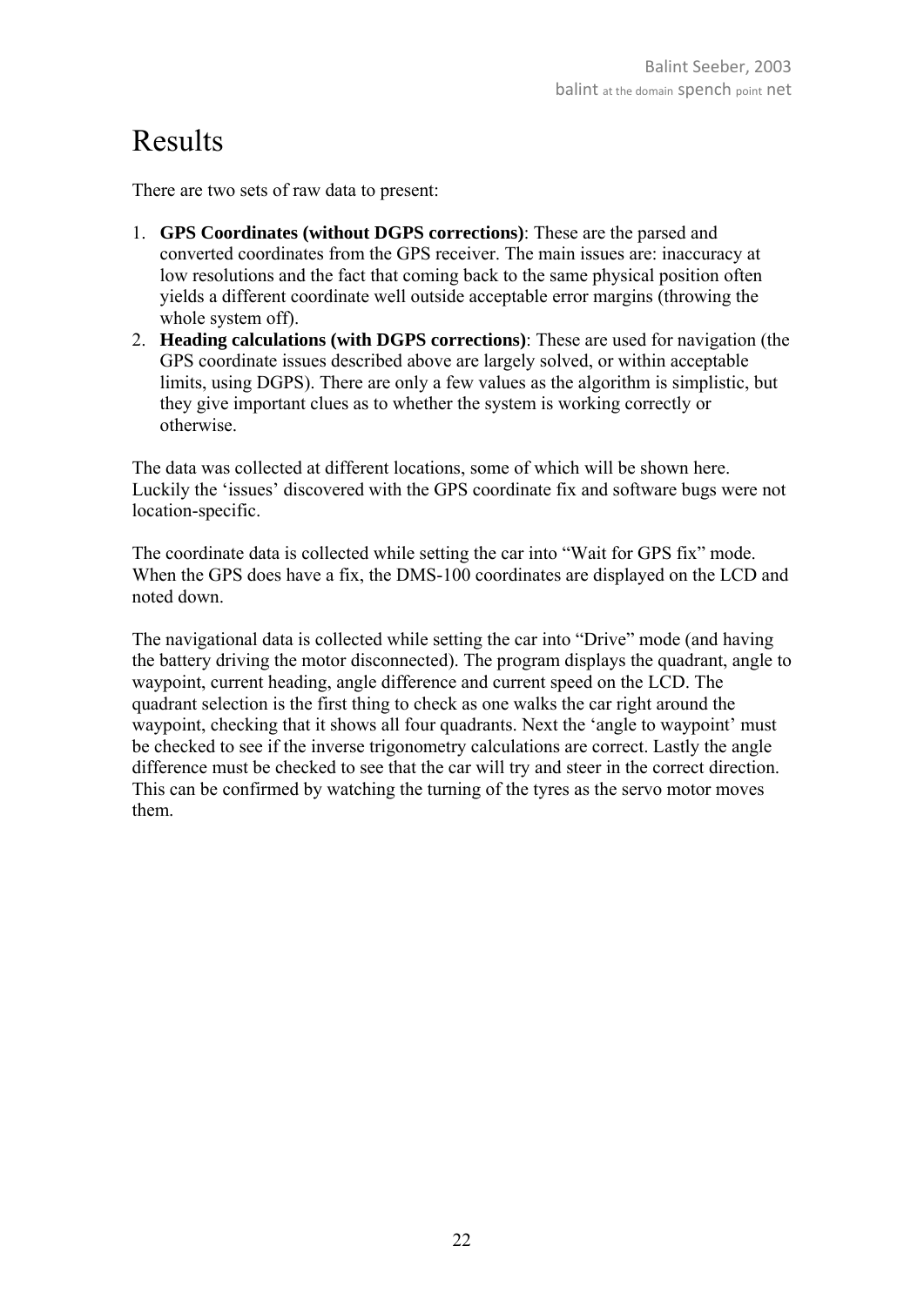# Results

There are two sets of raw data to present:

1. **GPS Coordinates (without DGPS corrections)**: These are the parsed and converted coordinates from the GPS receiver. The main issues are: inaccuracy at low resolutions and the fact that coming back to the same physical position often yields a different coordinate well outside acceptable error margins (throwing the whole system off).
2. **Heading calculations (with DGPS corrections)**: These are used for navigation (the GPS coordinate issues described above are largely solved, or within acceptable limits, using DGPS). There are only a few values as the algorithm is simplistic, but they give important clues as to whether the system is working correctly or otherwise.

The data was collected at different locations, some of which will be shown here. Luckily the 'issues' discovered with the GPS coordinate fix and software bugs were not location-specific.

The coordinate data is collected while setting the car into "Wait for GPS fix" mode. When the GPS does have a fix, the DMS-100 coordinates are displayed on the LCD and noted down.

The navigational data is collected while setting the car into "Drive" mode (and having the battery driving the motor disconnected). The program displays the quadrant, angle to waypoint, current heading, angle difference and current speed on the LCD. The quadrant selection is the first thing to check as one walks the car right around the waypoint, checking that it shows all four quadrants. Next the 'angle to waypoint' must be checked to see if the inverse trigonometry calculations are correct. Lastly the angle difference must be checked to see that the car will try and steer in the correct direction. This can be confirmed by watching the turning of the tyres as the servo motor moves them.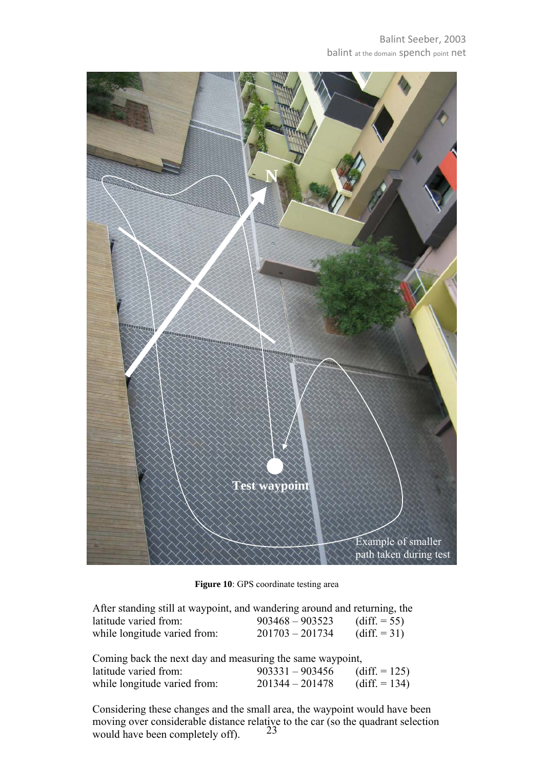**Figure 10**: GPS coordinate testing area

After standing still at waypoint, and wandering around and returning, the

| | | |
|---|---|---|
| latitude varied from: | 903468 – 903523 | (diff. = 55) |
| while longitude varied from: | 201703 – 201734 | (diff. = 31) |

Coming back the next day and measuring the same waypoint,

| | | |
|---|---|---|
| latitude varied from: | 903331 – 903456 | (diff. = 125) |
| while longitude varied from: | 201344 – 201478 | (diff. = 134) |

Considering these changes and the small area, the waypoint would have been moving over considerable distance relative to the car (so the quadrant selection would have been completely off).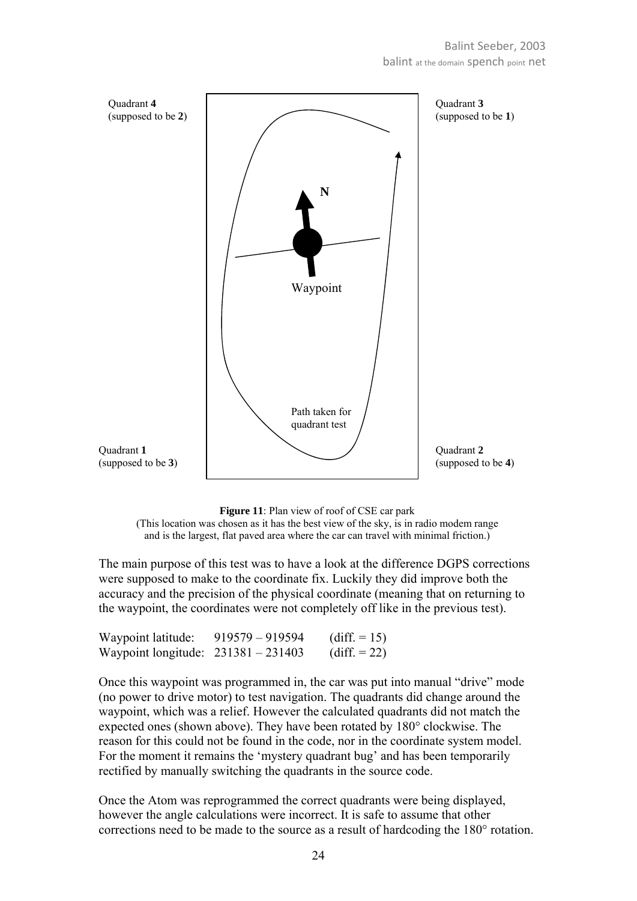Quadrant **4** (supposed to be **2**)

Quadrant **3** (supposed to be **1**)

**N**

Waypoint

Path taken for quadrant test

Quadrant **1** (supposed to be **3**)

Quadrant **2** (supposed to be **4**)

**Figure 11**: Plan view of roof of CSE car park
(This location was chosen as it has the best view of the sky, is in radio modem range and is the largest, flat paved area where the car can travel with minimal friction.)

The main purpose of this test was to have a look at the difference DGPS corrections were supposed to make to the coordinate fix. Luckily they did improve both the accuracy and the precision of the physical coordinate (meaning that on returning to the waypoint, the coordinates were not completely off like in the previous test).

| | | |
|---|---|---|
| Waypoint latitude: | 919579 – 919594 | (diff. = 15) |
| Waypoint longitude: | 231381 – 231403 | (diff. = 22) |

Once this waypoint was programmed in, the car was put into manual "drive" mode (no power to drive motor) to test navigation. The quadrants did change around the waypoint, which was a relief. However the calculated quadrants did not match the expected ones (shown above). They have been rotated by 180° clockwise. The reason for this could not be found in the code, nor in the coordinate system model. For the moment it remains the 'mystery quadrant bug' and has been temporarily rectified by manually switching the quadrants in the source code.

Once the Atom was reprogrammed the correct quadrants were being displayed, however the angle calculations were incorrect. It is safe to assume that other corrections need to be made to the source as a result of hardcoding the 180° rotation.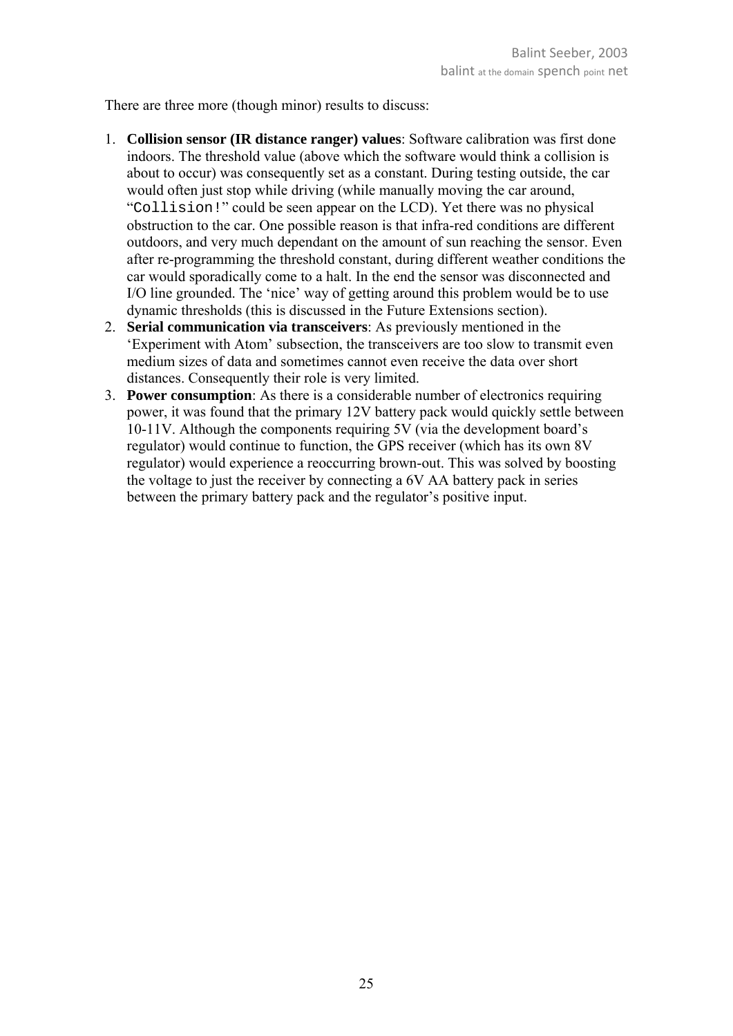There are three more (though minor) results to discuss:

1. **Collision sensor (IR distance ranger) values**: Software calibration was first done indoors. The threshold value (above which the software would think a collision is about to occur) was consequently set as a constant. During testing outside, the car would often just stop while driving (while manually moving the car around, "`Collision!`" could be seen appear on the LCD). Yet there was no physical obstruction to the car. One possible reason is that infra-red conditions are different outdoors, and very much dependant on the amount of sun reaching the sensor. Even after re-programming the threshold constant, during different weather conditions the car would sporadically come to a halt. In the end the sensor was disconnected and I/O line grounded. The 'nice' way of getting around this problem would be to use dynamic thresholds (this is discussed in the Future Extensions section).
2. **Serial communication via transceivers**: As previously mentioned in the 'Experiment with Atom' subsection, the transceivers are too slow to transmit even medium sizes of data and sometimes cannot even receive the data over short distances. Consequently their role is very limited.
3. **Power consumption**: As there is a considerable number of electronics requiring power, it was found that the primary 12V battery pack would quickly settle between 10-11V. Although the components requiring 5V (via the development board's regulator) would continue to function, the GPS receiver (which has its own 8V regulator) would experience a reoccurring brown-out. This was solved by boosting the voltage to just the receiver by connecting a 6V AA battery pack in series between the primary battery pack and the regulator's positive input.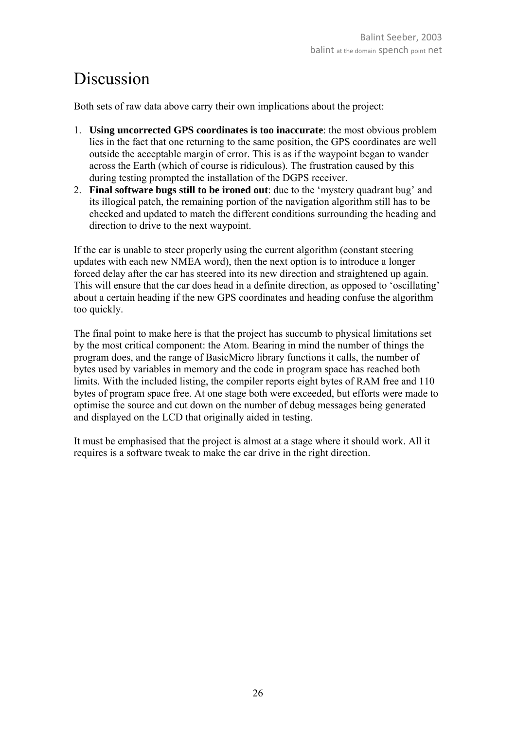# Discussion

Both sets of raw data above carry their own implications about the project:

1. **Using uncorrected GPS coordinates is too inaccurate**: the most obvious problem lies in the fact that one returning to the same position, the GPS coordinates are well outside the acceptable margin of error. This is as if the waypoint began to wander across the Earth (which of course is ridiculous). The frustration caused by this during testing prompted the installation of the DGPS receiver.
2. **Final software bugs still to be ironed out**: due to the 'mystery quadrant bug' and its illogical patch, the remaining portion of the navigation algorithm still has to be checked and updated to match the different conditions surrounding the heading and direction to drive to the next waypoint.

If the car is unable to steer properly using the current algorithm (constant steering updates with each new NMEA word), then the next option is to introduce a longer forced delay after the car has steered into its new direction and straightened up again. This will ensure that the car does head in a definite direction, as opposed to 'oscillating' about a certain heading if the new GPS coordinates and heading confuse the algorithm too quickly.

The final point to make here is that the project has succumb to physical limitations set by the most critical component: the Atom. Bearing in mind the number of things the program does, and the range of BasicMicro library functions it calls, the number of bytes used by variables in memory and the code in program space has reached both limits. With the included listing, the compiler reports eight bytes of RAM free and 110 bytes of program space free. At one stage both were exceeded, but efforts were made to optimise the source and cut down on the number of debug messages being generated and displayed on the LCD that originally aided in testing.

It must be emphasised that the project is almost at a stage where it should work. All it requires is a software tweak to make the car drive in the right direction.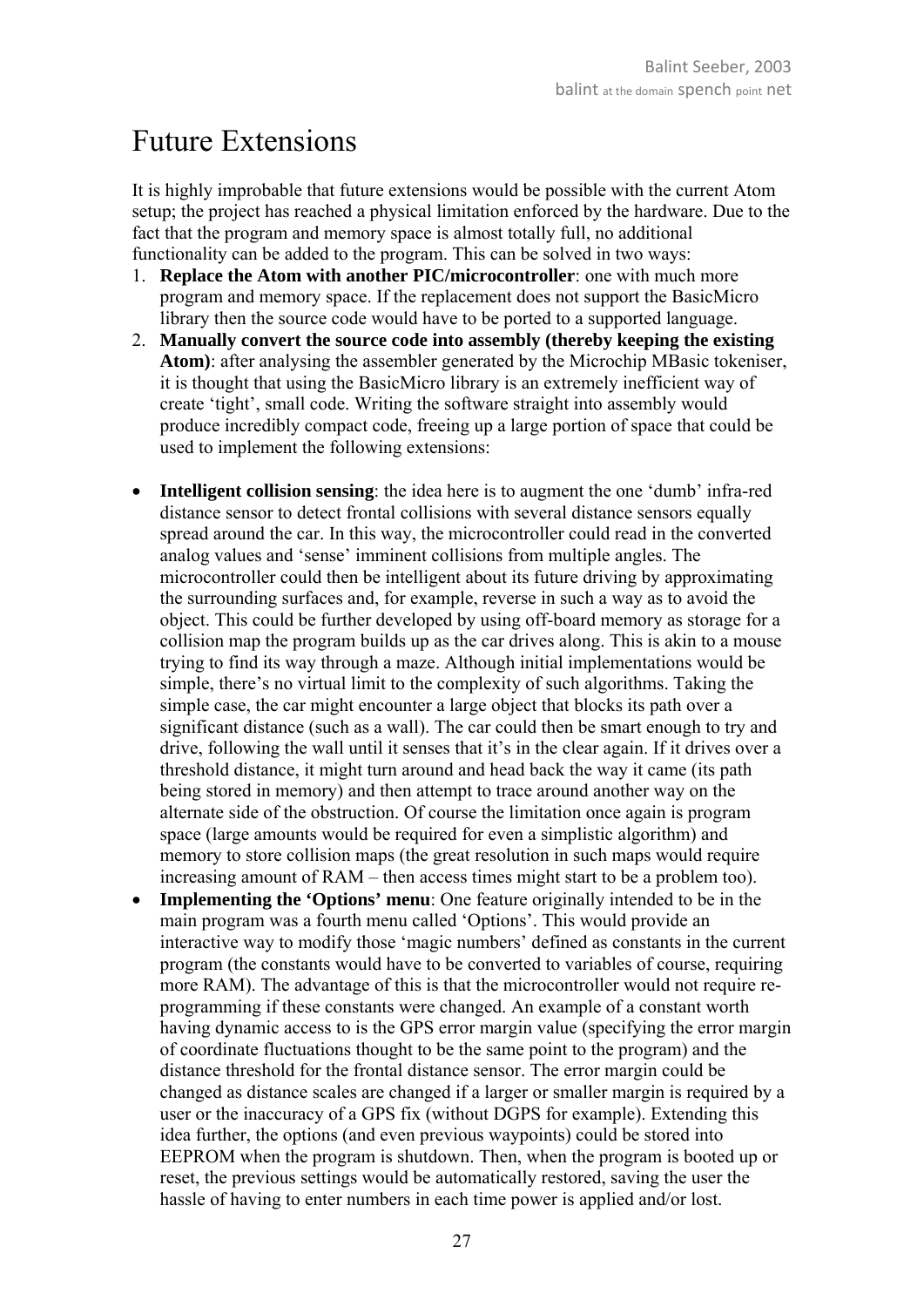# Future Extensions

It is highly improbable that future extensions would be possible with the current Atom setup; the project has reached a physical limitation enforced by the hardware. Due to the fact that the program and memory space is almost totally full, no additional functionality can be added to the program. This can be solved in two ways:

1. **Replace the Atom with another PIC/microcontroller**: one with much more program and memory space. If the replacement does not support the BasicMicro library then the source code would have to be ported to a supported language.
2. **Manually convert the source code into assembly (thereby keeping the existing Atom)**: after analysing the assembler generated by the Microchip MBasic tokeniser, it is thought that using the BasicMicro library is an extremely inefficient way of create 'tight', small code. Writing the software straight into assembly would produce incredibly compact code, freeing up a large portion of space that could be used to implement the following extensions:

- **Intelligent collision sensing**: the idea here is to augment the one 'dumb' infra-red distance sensor to detect frontal collisions with several distance sensors equally spread around the car. In this way, the microcontroller could read in the converted analog values and 'sense' imminent collisions from multiple angles. The microcontroller could then be intelligent about its future driving by approximating the surrounding surfaces and, for example, reverse in such a way as to avoid the object. This could be further developed by using off-board memory as storage for a collision map the program builds up as the car drives along. This is akin to a mouse trying to find its way through a maze. Although initial implementations would be simple, there's no virtual limit to the complexity of such algorithms. Taking the simple case, the car might encounter a large object that blocks its path over a significant distance (such as a wall). The car could then be smart enough to try and drive, following the wall until it senses that it's in the clear again. If it drives over a threshold distance, it might turn around and head back the way it came (its path being stored in memory) and then attempt to trace around another way on the alternate side of the obstruction. Of course the limitation once again is program space (large amounts would be required for even a simplistic algorithm) and memory to store collision maps (the great resolution in such maps would require increasing amount of RAM – then access times might start to be a problem too).
- **Implementing the 'Options' menu**: One feature originally intended to be in the main program was a fourth menu called 'Options'. This would provide an interactive way to modify those 'magic numbers' defined as constants in the current program (the constants would have to be converted to variables of course, requiring more RAM). The advantage of this is that the microcontroller would not require re-programming if these constants were changed. An example of a constant worth having dynamic access to is the GPS error margin value (specifying the error margin of coordinate fluctuations thought to be the same point to the program) and the distance threshold for the frontal distance sensor. The error margin could be changed as distance scales are changed if a larger or smaller margin is required by a user or the inaccuracy of a GPS fix (without DGPS for example). Extending this idea further, the options (and even previous waypoints) could be stored into EEPROM when the program is shutdown. Then, when the program is booted up or reset, the previous settings would be automatically restored, saving the user the hassle of having to enter numbers in each time power is applied and/or lost.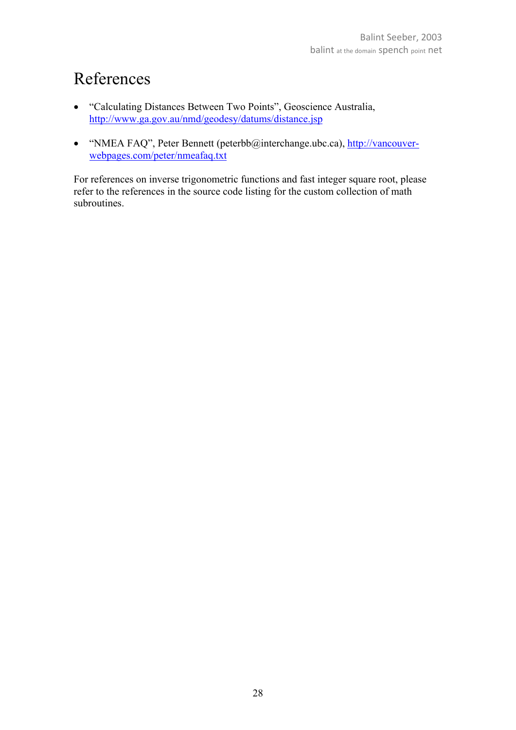# References

- "Calculating Distances Between Two Points", Geoscience Australia, http://www.ga.gov.au/nmd/geodesy/datums/distance.jsp

- "NMEA FAQ", Peter Bennett (peterbb@interchange.ubc.ca), http://vancouver-webpages.com/peter/nmeafaq.txt

For references on inverse trigonometric functions and fast integer square root, please refer to the references in the source code listing for the custom collection of math subroutines.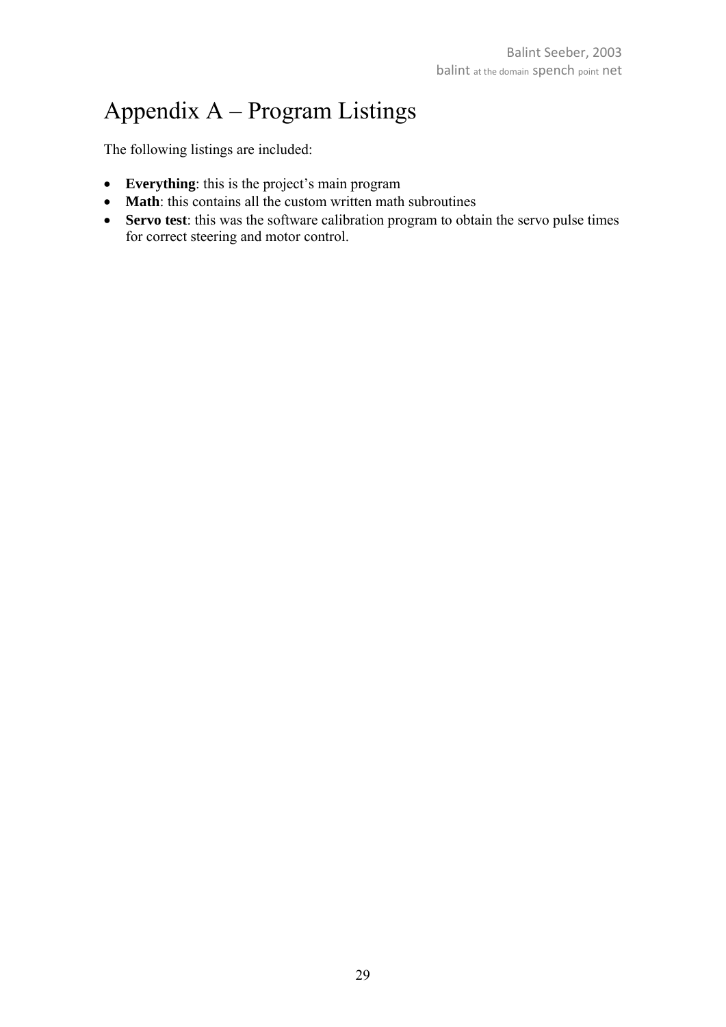# Appendix A – Program Listings

The following listings are included:

- **Everything**: this is the project's main program
- **Math**: this contains all the custom written math subroutines
- **Servo test**: this was the software calibration program to obtain the servo pulse times for correct steering and motor control.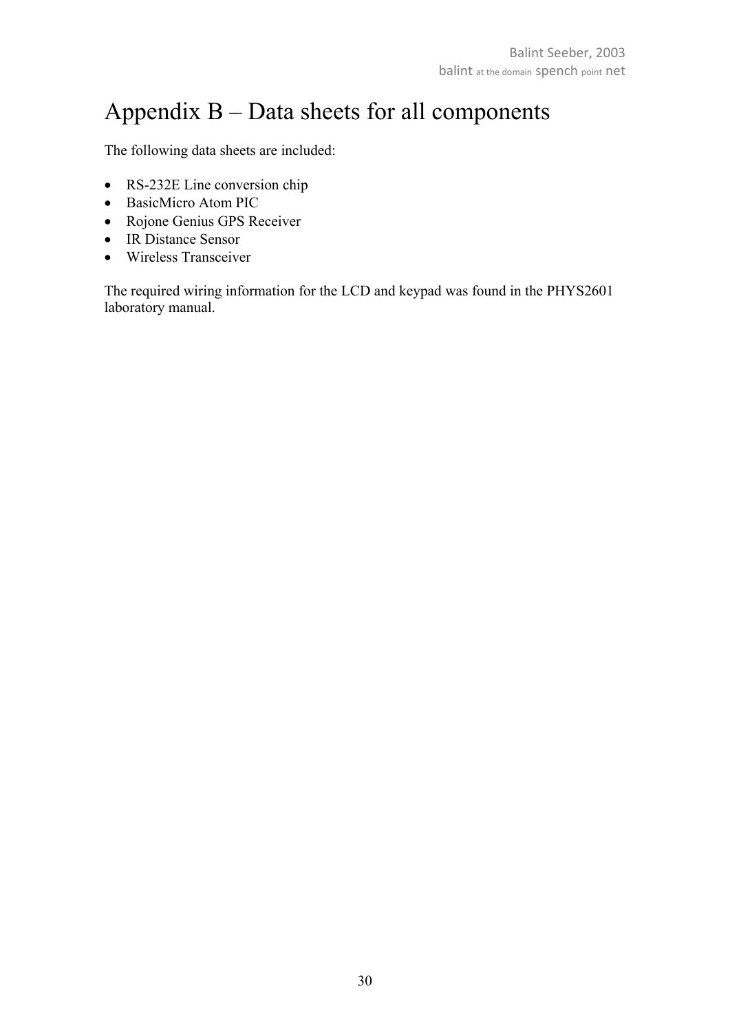# Appendix B – Data sheets for all components

The following data sheets are included:

- RS-232E Line conversion chip
- BasicMicro Atom PIC
- Rojone Genius GPS Receiver
- IR Distance Sensor
- Wireless Transceiver

The required wiring information for the LCD and keypad was found in the PHYS2601 laboratory manual.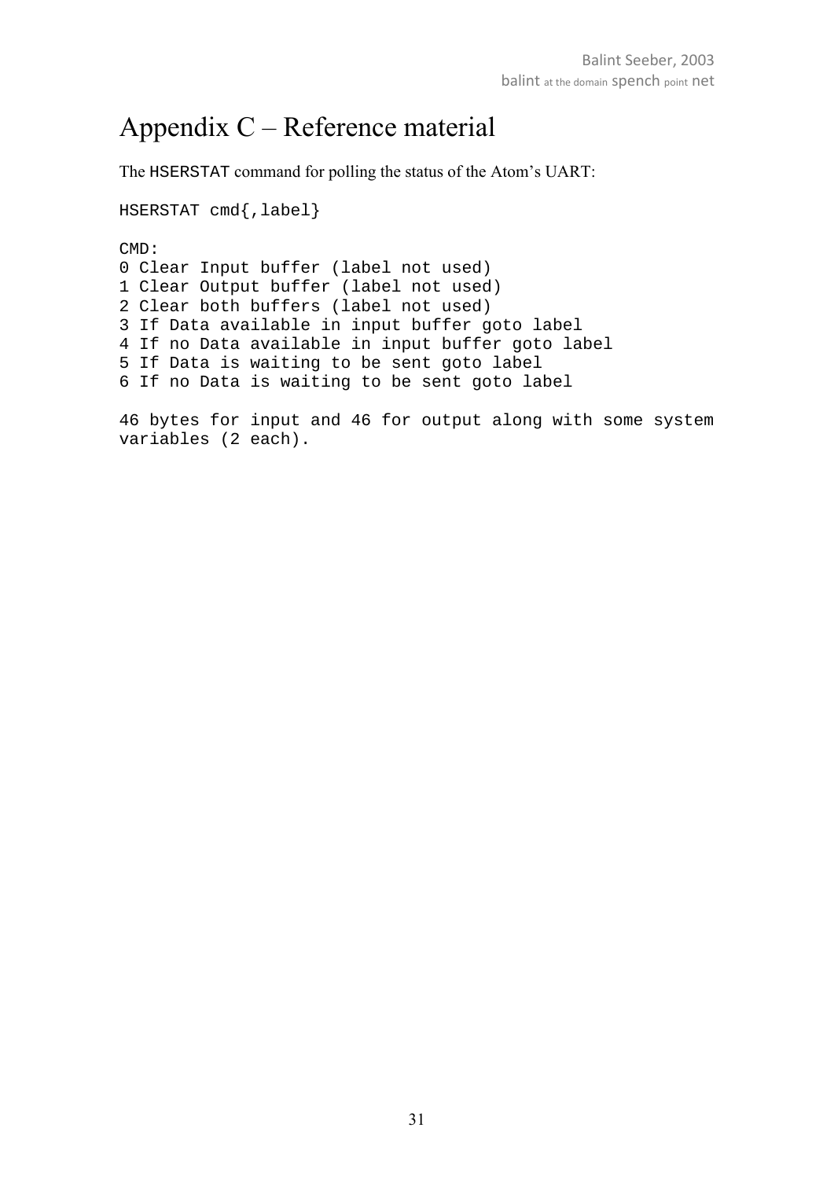# Appendix C – Reference material

The `HSERSTAT` command for polling the status of the Atom's UART:

```
HSERSTAT cmd{,label}

CMD:
0 Clear Input buffer (label not used)
1 Clear Output buffer (label not used)
2 Clear both buffers (label not used)
3 If Data available in input buffer goto label
4 If no Data available in input buffer goto label
5 If Data is waiting to be sent goto label
6 If no Data is waiting to be sent goto label

46 bytes for input and 46 for output along with some system
variables (2 each).
```